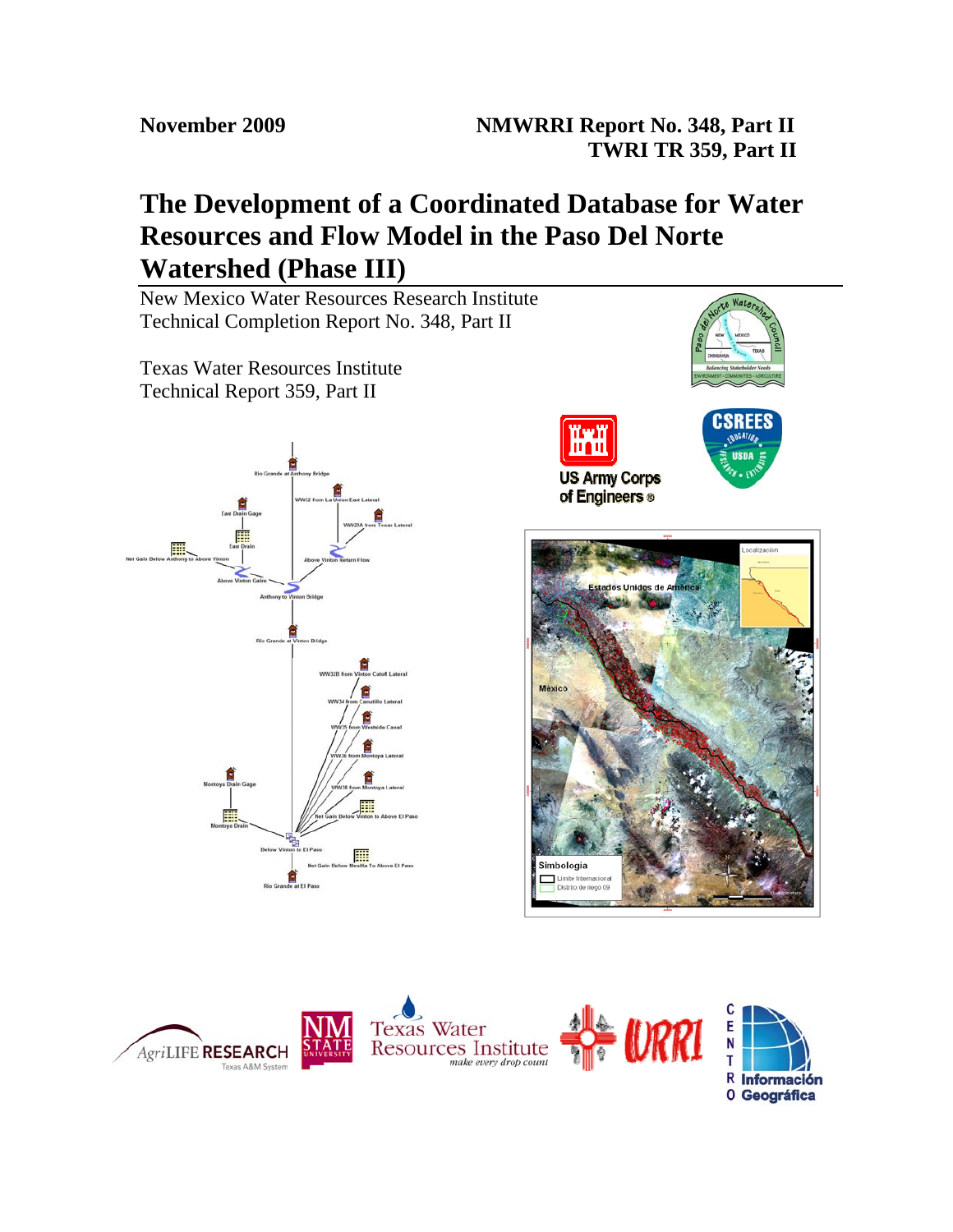November 2009

NMWRRI Report No. 348, Part II
TWRI TR 359, Part II

# The Development of a Coordinated Database for Water Resources and Flow Model in the Paso Del Norte Watershed (Phase III)

New Mexico Water Resources Research Institute
Technical Completion Report No. 348, Part II

Texas Water Resources Institute
Technical Report 359, Part II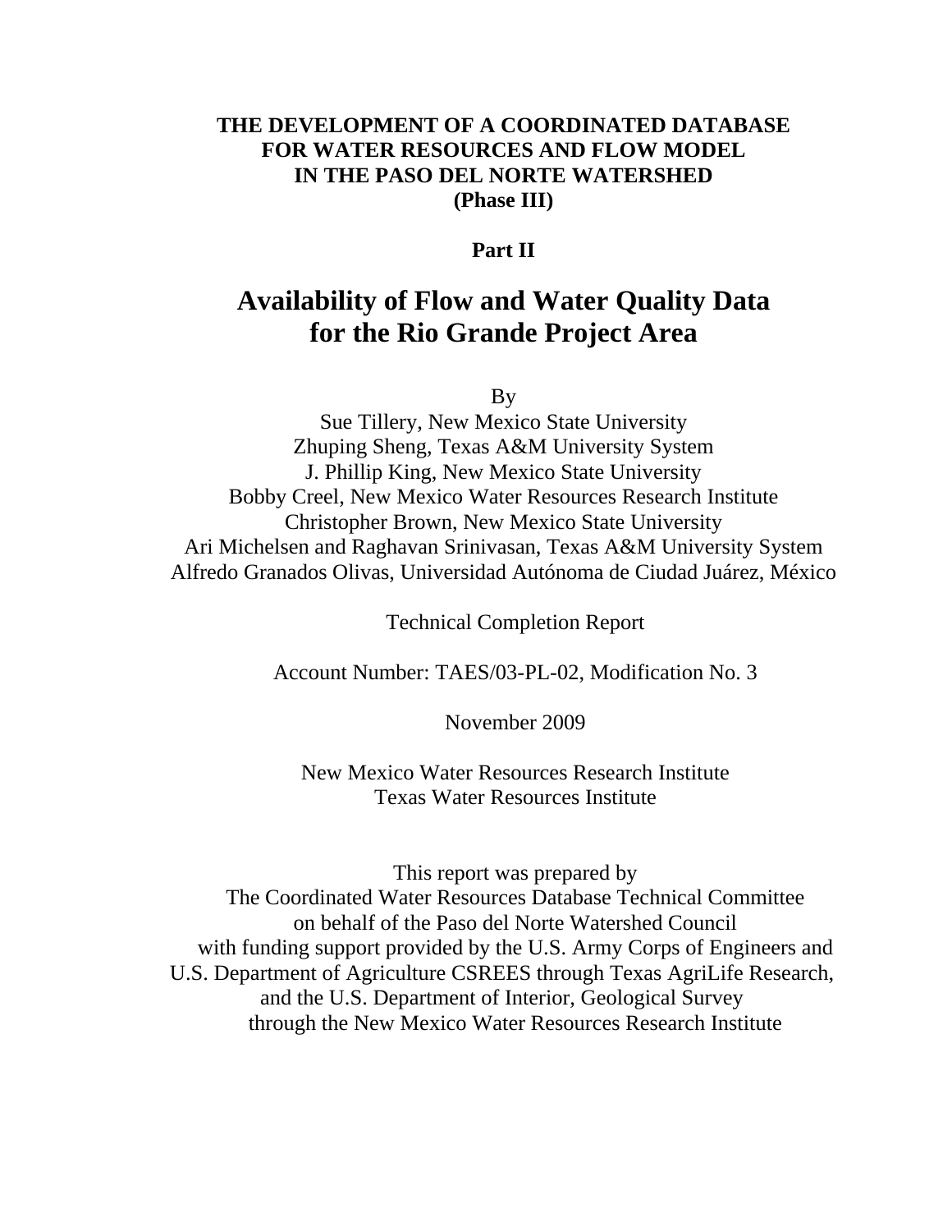**THE DEVELOPMENT OF A COORDINATED DATABASE FOR WATER RESOURCES AND FLOW MODEL IN THE PASO DEL NORTE WATERSHED (Phase III)**

**Part II**

# Availability of Flow and Water Quality Data for the Rio Grande Project Area

By

Sue Tillery, New Mexico State University
Zhuping Sheng, Texas A&M University System
J. Phillip King, New Mexico State University
Bobby Creel, New Mexico Water Resources Research Institute
Christopher Brown, New Mexico State University
Ari Michelsen and Raghavan Srinivasan, Texas A&M University System
Alfredo Granados Olivas, Universidad Autónoma de Ciudad Juárez, México

Technical Completion Report

Account Number: TAES/03-PL-02, Modification No. 3

November 2009

New Mexico Water Resources Research Institute
Texas Water Resources Institute

This report was prepared by
The Coordinated Water Resources Database Technical Committee
on behalf of the Paso del Norte Watershed Council
with funding support provided by the U.S. Army Corps of Engineers and
U.S. Department of Agriculture CSREES through Texas AgriLife Research,
and the U.S. Department of Interior, Geological Survey
through the New Mexico Water Resources Research Institute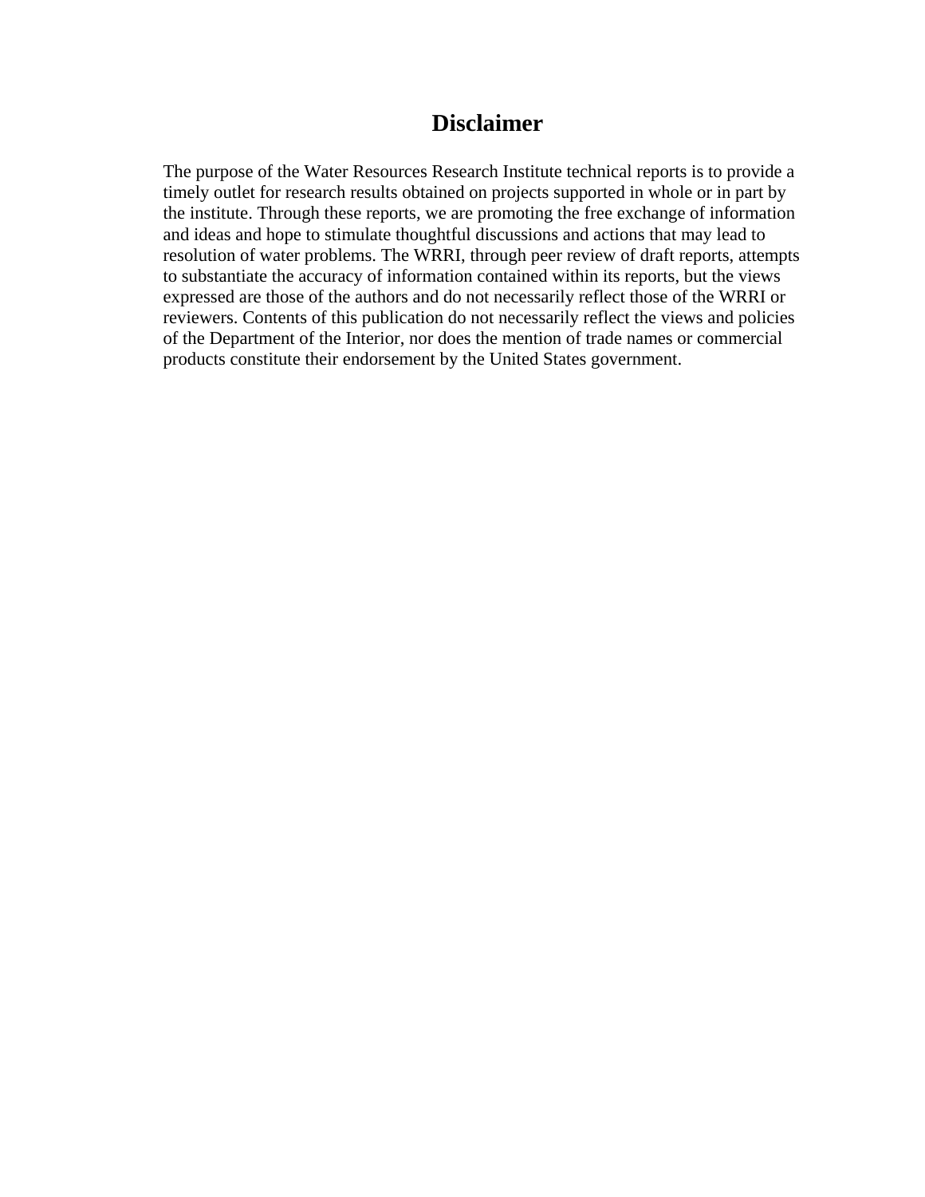# Disclaimer

The purpose of the Water Resources Research Institute technical reports is to provide a timely outlet for research results obtained on projects supported in whole or in part by the institute. Through these reports, we are promoting the free exchange of information and ideas and hope to stimulate thoughtful discussions and actions that may lead to resolution of water problems. The WRRI, through peer review of draft reports, attempts to substantiate the accuracy of information contained within its reports, but the views expressed are those of the authors and do not necessarily reflect those of the WRRI or reviewers. Contents of this publication do not necessarily reflect the views and policies of the Department of the Interior, nor does the mention of trade names or commercial products constitute their endorsement by the United States government.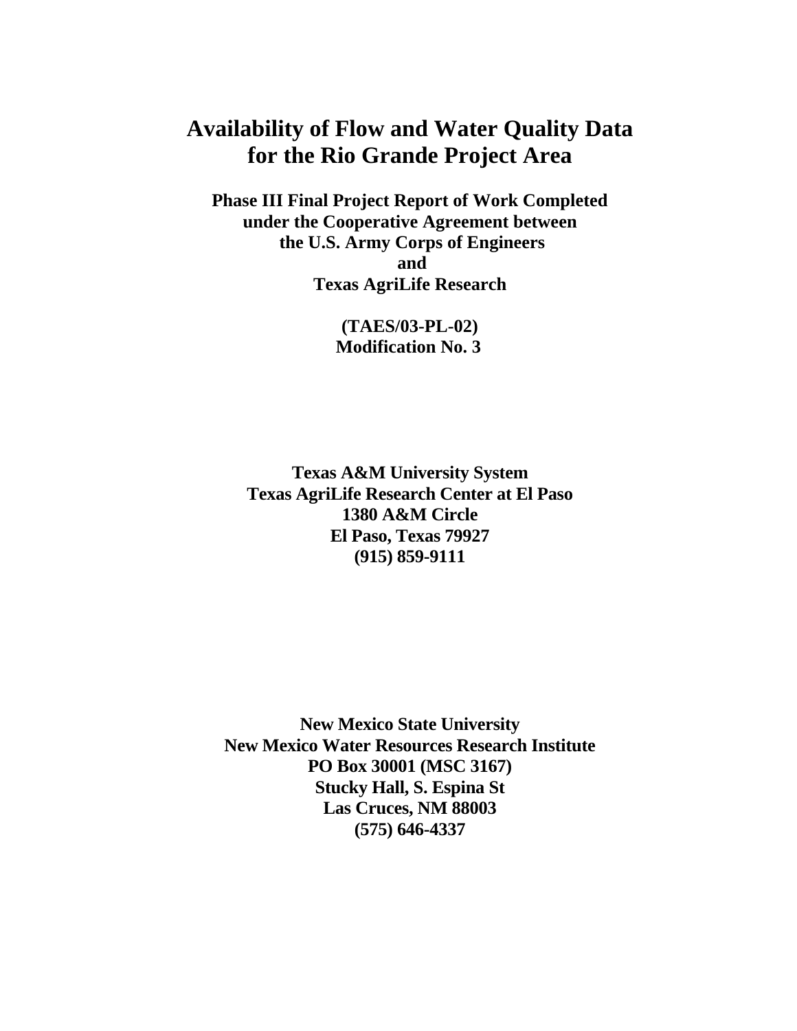# Availability of Flow and Water Quality Data for the Rio Grande Project Area

**Phase III Final Project Report of Work Completed under the Cooperative Agreement between the U.S. Army Corps of Engineers and Texas AgriLife Research**

**(TAES/03-PL-02)**
**Modification No. 3**

**Texas A&M University System**
**Texas AgriLife Research Center at El Paso**
**1380 A&M Circle**
**El Paso, Texas 79927**
**(915) 859-9111**

**New Mexico State University**
**New Mexico Water Resources Research Institute**
**PO Box 30001 (MSC 3167)**
**Stucky Hall, S. Espina St**
**Las Cruces, NM 88003**
**(575) 646-4337**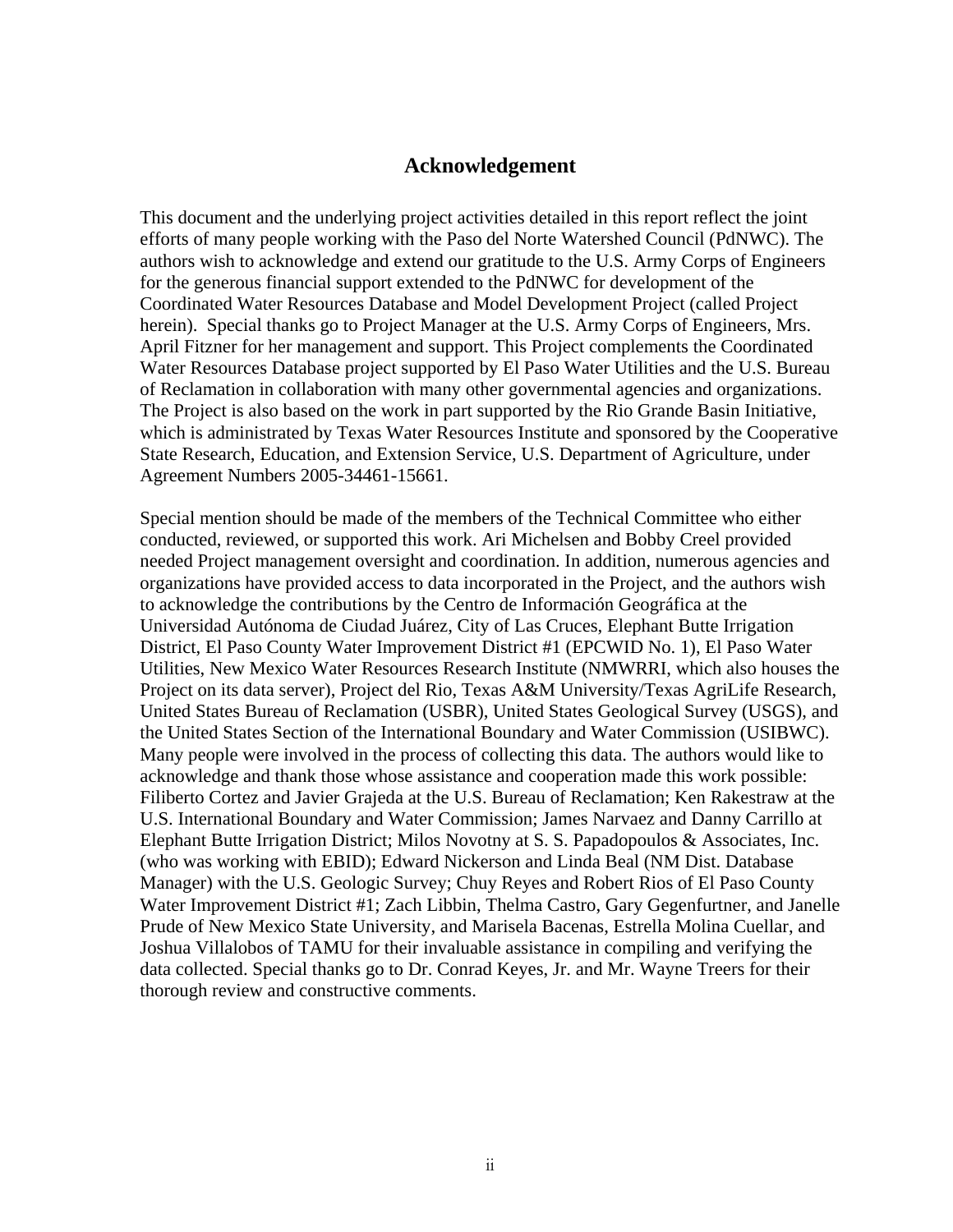# Acknowledgement

This document and the underlying project activities detailed in this report reflect the joint efforts of many people working with the Paso del Norte Watershed Council (PdNWC). The authors wish to acknowledge and extend our gratitude to the U.S. Army Corps of Engineers for the generous financial support extended to the PdNWC for development of the Coordinated Water Resources Database and Model Development Project (called Project herein). Special thanks go to Project Manager at the U.S. Army Corps of Engineers, Mrs. April Fitzner for her management and support. This Project complements the Coordinated Water Resources Database project supported by El Paso Water Utilities and the U.S. Bureau of Reclamation in collaboration with many other governmental agencies and organizations. The Project is also based on the work in part supported by the Rio Grande Basin Initiative, which is administrated by Texas Water Resources Institute and sponsored by the Cooperative State Research, Education, and Extension Service, U.S. Department of Agriculture, under Agreement Numbers 2005-34461-15661.

Special mention should be made of the members of the Technical Committee who either conducted, reviewed, or supported this work. Ari Michelsen and Bobby Creel provided needed Project management oversight and coordination. In addition, numerous agencies and organizations have provided access to data incorporated in the Project, and the authors wish to acknowledge the contributions by the Centro de Información Geográfica at the Universidad Autónoma de Ciudad Juárez, City of Las Cruces, Elephant Butte Irrigation District, El Paso County Water Improvement District #1 (EPCWID No. 1), El Paso Water Utilities, New Mexico Water Resources Research Institute (NMWRRI, which also houses the Project on its data server), Project del Rio, Texas A&M University/Texas AgriLife Research, United States Bureau of Reclamation (USBR), United States Geological Survey (USGS), and the United States Section of the International Boundary and Water Commission (USIBWC). Many people were involved in the process of collecting this data. The authors would like to acknowledge and thank those whose assistance and cooperation made this work possible: Filiberto Cortez and Javier Grajeda at the U.S. Bureau of Reclamation; Ken Rakestraw at the U.S. International Boundary and Water Commission; James Narvaez and Danny Carrillo at Elephant Butte Irrigation District; Milos Novotny at S. S. Papadopoulos & Associates, Inc. (who was working with EBID); Edward Nickerson and Linda Beal (NM Dist. Database Manager) with the U.S. Geologic Survey; Chuy Reyes and Robert Rios of El Paso County Water Improvement District #1; Zach Libbin, Thelma Castro, Gary Gegenfurtner, and Janelle Prude of New Mexico State University, and Marisela Bacenas, Estrella Molina Cuellar, and Joshua Villalobos of TAMU for their invaluable assistance in compiling and verifying the data collected. Special thanks go to Dr. Conrad Keyes, Jr. and Mr. Wayne Treers for their thorough review and constructive comments.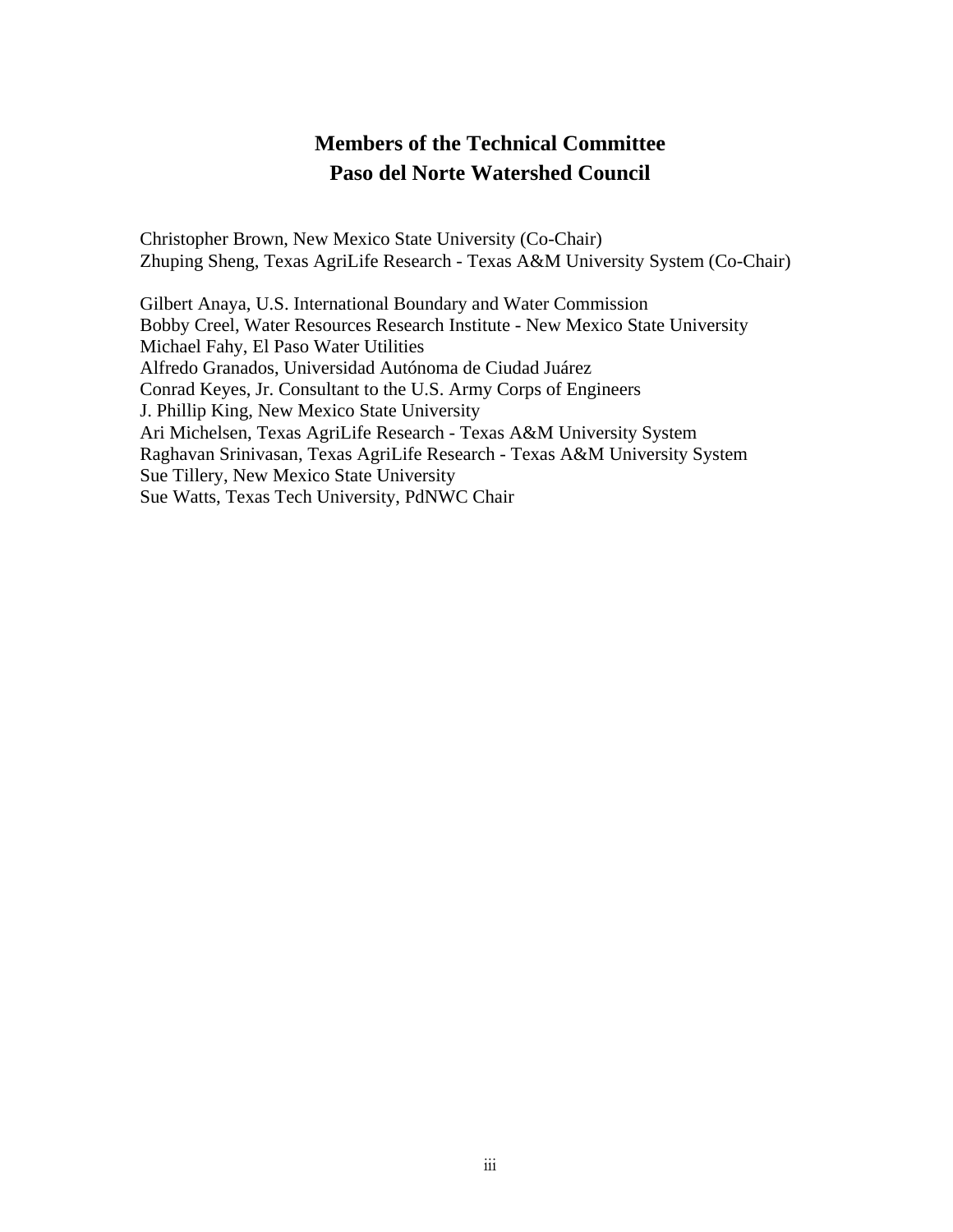# Members of the Technical Committee
# Paso del Norte Watershed Council

Christopher Brown, New Mexico State University (Co-Chair)
Zhuping Sheng, Texas AgriLife Research - Texas A&M University System (Co-Chair)

Gilbert Anaya, U.S. International Boundary and Water Commission
Bobby Creel, Water Resources Research Institute - New Mexico State University
Michael Fahy, El Paso Water Utilities
Alfredo Granados, Universidad Autónoma de Ciudad Juárez
Conrad Keyes, Jr. Consultant to the U.S. Army Corps of Engineers
J. Phillip King, New Mexico State University
Ari Michelsen, Texas AgriLife Research - Texas A&M University System
Raghavan Srinivasan, Texas AgriLife Research - Texas A&M University System
Sue Tillery, New Mexico State University
Sue Watts, Texas Tech University, PdNWC Chair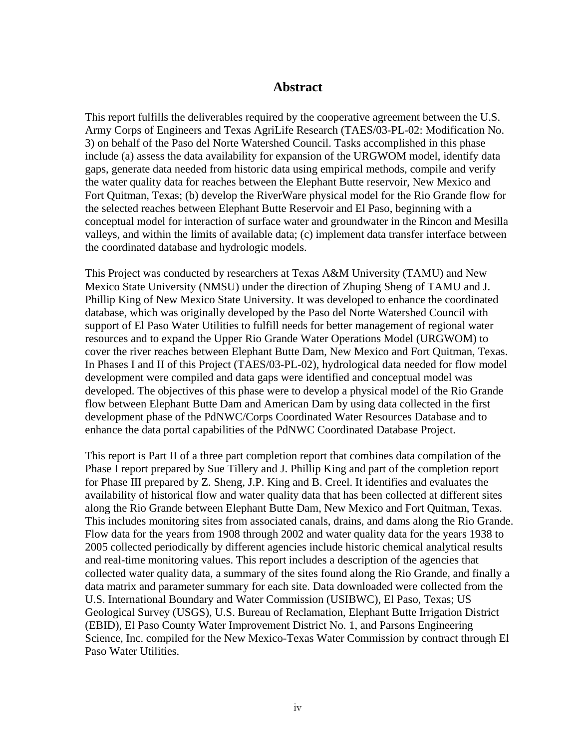# Abstract

This report fulfills the deliverables required by the cooperative agreement between the U.S. Army Corps of Engineers and Texas AgriLife Research (TAES/03-PL-02: Modification No. 3) on behalf of the Paso del Norte Watershed Council. Tasks accomplished in this phase include (a) assess the data availability for expansion of the URGWOM model, identify data gaps, generate data needed from historic data using empirical methods, compile and verify the water quality data for reaches between the Elephant Butte reservoir, New Mexico and Fort Quitman, Texas; (b) develop the RiverWare physical model for the Rio Grande flow for the selected reaches between Elephant Butte Reservoir and El Paso, beginning with a conceptual model for interaction of surface water and groundwater in the Rincon and Mesilla valleys, and within the limits of available data; (c) implement data transfer interface between the coordinated database and hydrologic models.

This Project was conducted by researchers at Texas A&M University (TAMU) and New Mexico State University (NMSU) under the direction of Zhuping Sheng of TAMU and J. Phillip King of New Mexico State University. It was developed to enhance the coordinated database, which was originally developed by the Paso del Norte Watershed Council with support of El Paso Water Utilities to fulfill needs for better management of regional water resources and to expand the Upper Rio Grande Water Operations Model (URGWOM) to cover the river reaches between Elephant Butte Dam, New Mexico and Fort Quitman, Texas. In Phases I and II of this Project (TAES/03-PL-02), hydrological data needed for flow model development were compiled and data gaps were identified and conceptual model was developed. The objectives of this phase were to develop a physical model of the Rio Grande flow between Elephant Butte Dam and American Dam by using data collected in the first development phase of the PdNWC/Corps Coordinated Water Resources Database and to enhance the data portal capabilities of the PdNWC Coordinated Database Project.

This report is Part II of a three part completion report that combines data compilation of the Phase I report prepared by Sue Tillery and J. Phillip King and part of the completion report for Phase III prepared by Z. Sheng, J.P. King and B. Creel. It identifies and evaluates the availability of historical flow and water quality data that has been collected at different sites along the Rio Grande between Elephant Butte Dam, New Mexico and Fort Quitman, Texas. This includes monitoring sites from associated canals, drains, and dams along the Rio Grande. Flow data for the years from 1908 through 2002 and water quality data for the years 1938 to 2005 collected periodically by different agencies include historic chemical analytical results and real-time monitoring values. This report includes a description of the agencies that collected water quality data, a summary of the sites found along the Rio Grande, and finally a data matrix and parameter summary for each site. Data downloaded were collected from the U.S. International Boundary and Water Commission (USIBWC), El Paso, Texas; US Geological Survey (USGS), U.S. Bureau of Reclamation, Elephant Butte Irrigation District (EBID), El Paso County Water Improvement District No. 1, and Parsons Engineering Science, Inc. compiled for the New Mexico-Texas Water Commission by contract through El Paso Water Utilities.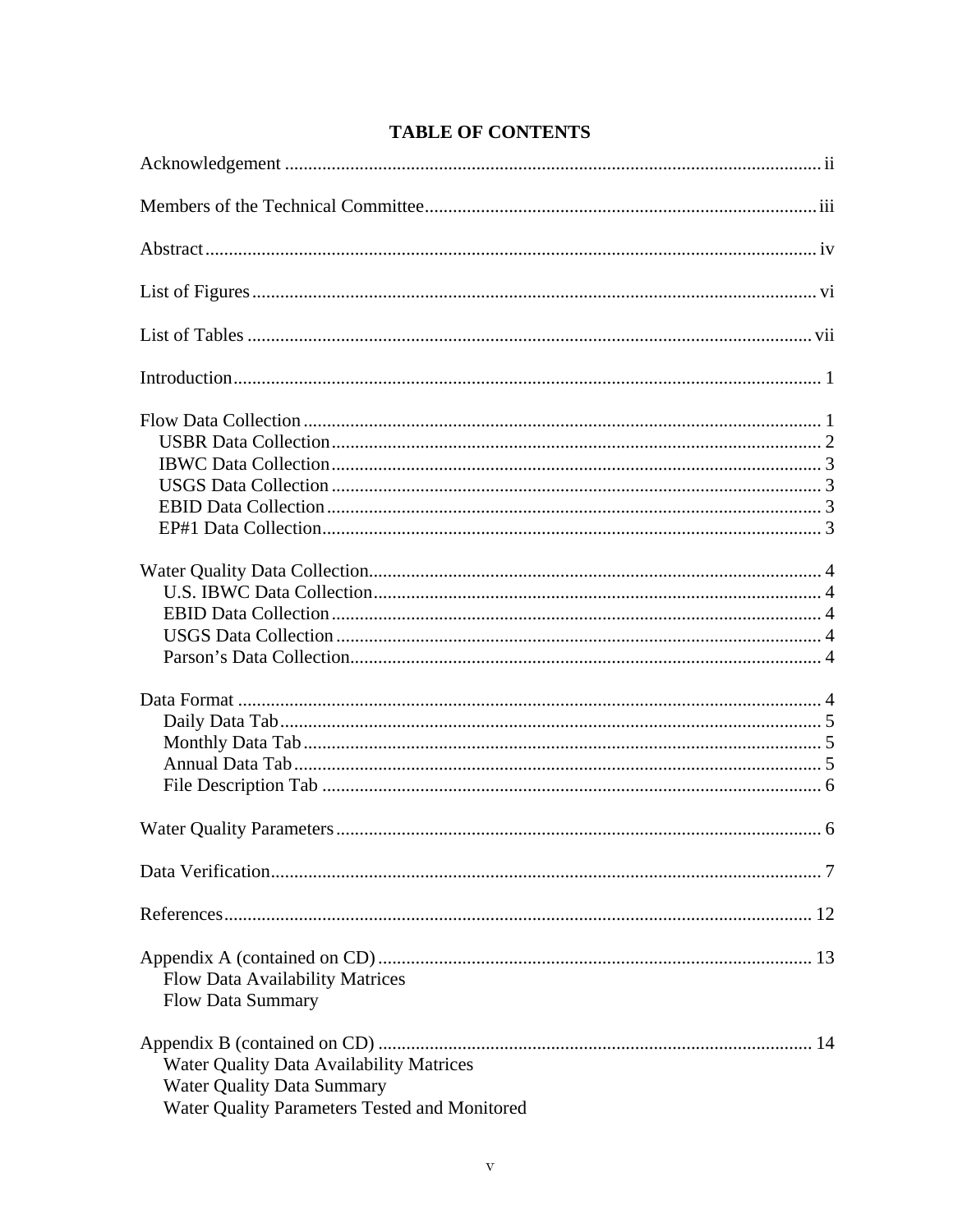# TABLE OF CONTENTS

| | |
|---|---|
| Acknowledgement | ii |
| Members of the Technical Committee | iii |
| Abstract | iv |
| List of Figures | vi |
| List of Tables | vii |
| Introduction | 1 |
| Flow Data Collection | 1 |
| USBR Data Collection | 2 |
| IBWC Data Collection | 3 |
| USGS Data Collection | 3 |
| EBID Data Collection | 3 |
| EP#1 Data Collection | 3 |
| Water Quality Data Collection | 4 |
| U.S. IBWC Data Collection | 4 |
| EBID Data Collection | 4 |
| USGS Data Collection | 4 |
| Parson's Data Collection | 4 |
| Data Format | 4 |
| Daily Data Tab | 5 |
| Monthly Data Tab | 5 |
| Annual Data Tab | 5 |
| File Description Tab | 6 |
| Water Quality Parameters | 6 |
| Data Verification | 7 |
| References | 12 |
| Appendix A (contained on CD) | 13 |
| Flow Data Availability Matrices | |
| Flow Data Summary | |
| Appendix B (contained on CD) | 14 |
| Water Quality Data Availability Matrices | |
| Water Quality Data Summary | |
| Water Quality Parameters Tested and Monitored | |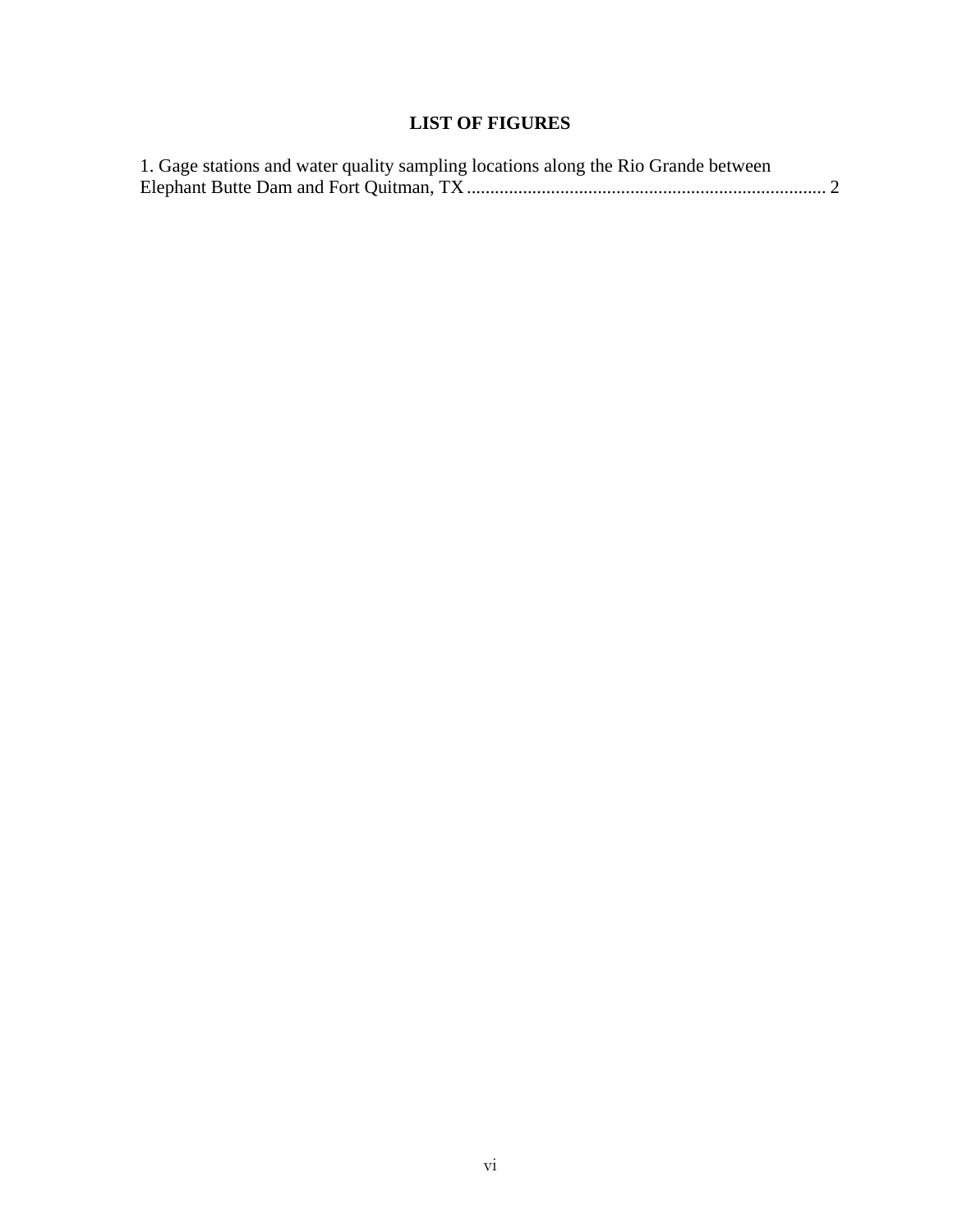## LIST OF FIGURES

1. Gage stations and water quality sampling locations along the Rio Grande between Elephant Butte Dam and Fort Quitman, TX ............................................................................ 2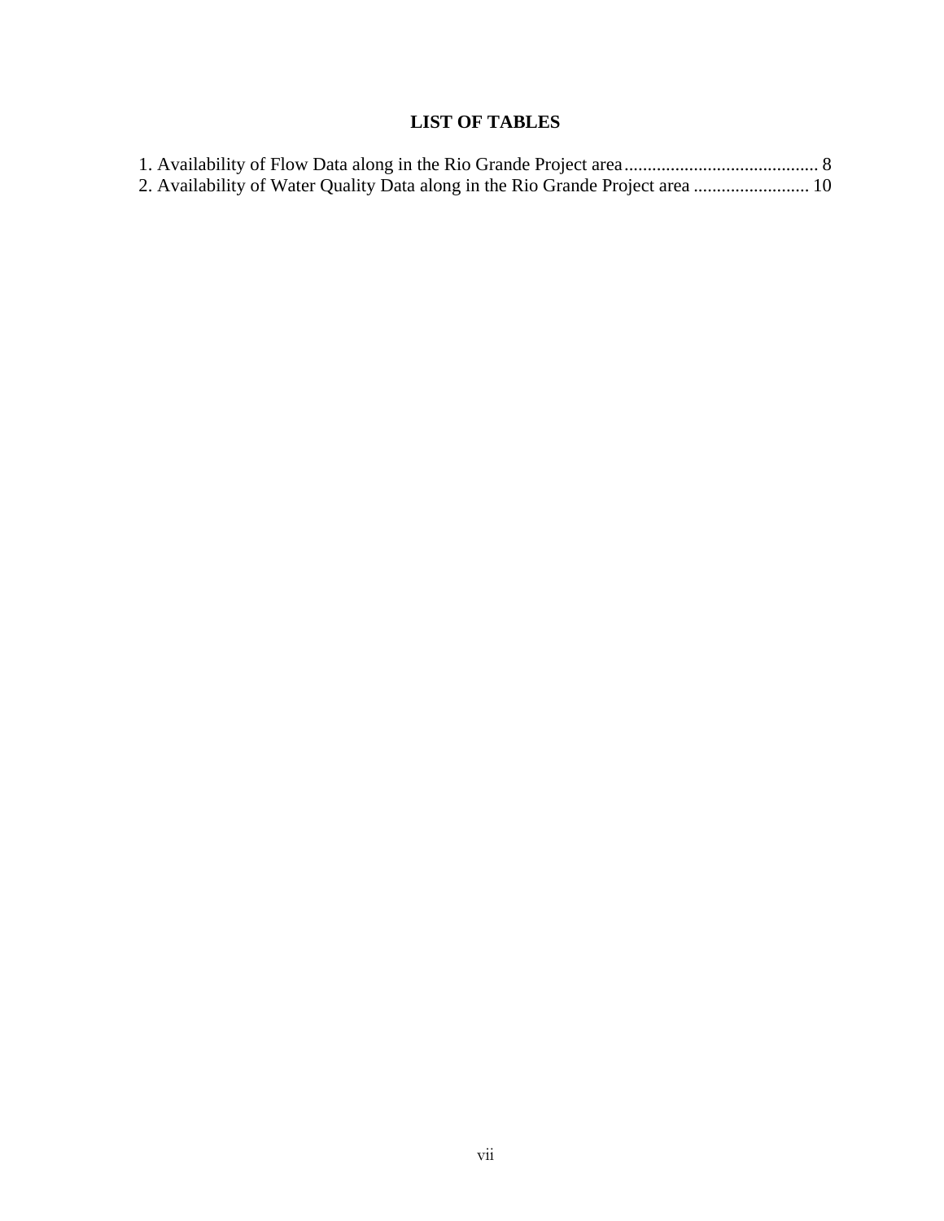# LIST OF TABLES

1. Availability of Flow Data along in the Rio Grande Project area.......................................... 8
2. Availability of Water Quality Data along in the Rio Grande Project area ......................... 10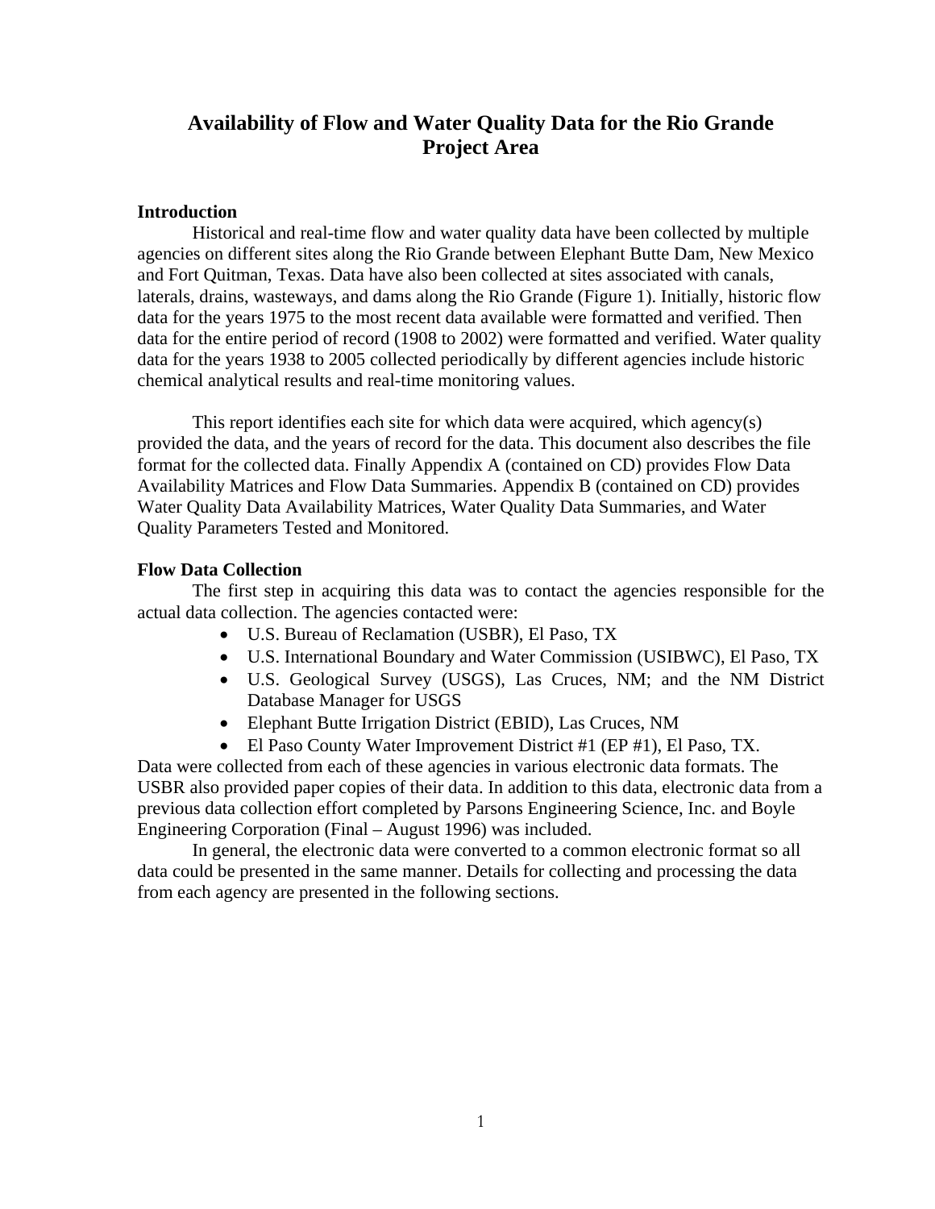# Availability of Flow and Water Quality Data for the Rio Grande Project Area

**Introduction**

Historical and real-time flow and water quality data have been collected by multiple agencies on different sites along the Rio Grande between Elephant Butte Dam, New Mexico and Fort Quitman, Texas. Data have also been collected at sites associated with canals, laterals, drains, wasteways, and dams along the Rio Grande (Figure 1). Initially, historic flow data for the years 1975 to the most recent data available were formatted and verified. Then data for the entire period of record (1908 to 2002) were formatted and verified. Water quality data for the years 1938 to 2005 collected periodically by different agencies include historic chemical analytical results and real-time monitoring values.

This report identifies each site for which data were acquired, which agency(s) provided the data, and the years of record for the data. This document also describes the file format for the collected data. Finally Appendix A (contained on CD) provides Flow Data Availability Matrices and Flow Data Summaries. Appendix B (contained on CD) provides Water Quality Data Availability Matrices, Water Quality Data Summaries, and Water Quality Parameters Tested and Monitored.

**Flow Data Collection**

The first step in acquiring this data was to contact the agencies responsible for the actual data collection. The agencies contacted were:

- U.S. Bureau of Reclamation (USBR), El Paso, TX
- U.S. International Boundary and Water Commission (USIBWC), El Paso, TX
- U.S. Geological Survey (USGS), Las Cruces, NM; and the NM District Database Manager for USGS
- Elephant Butte Irrigation District (EBID), Las Cruces, NM
- El Paso County Water Improvement District #1 (EP #1), El Paso, TX.

Data were collected from each of these agencies in various electronic data formats. The USBR also provided paper copies of their data. In addition to this data, electronic data from a previous data collection effort completed by Parsons Engineering Science, Inc. and Boyle Engineering Corporation (Final – August 1996) was included.

In general, the electronic data were converted to a common electronic format so all data could be presented in the same manner. Details for collecting and processing the data from each agency are presented in the following sections.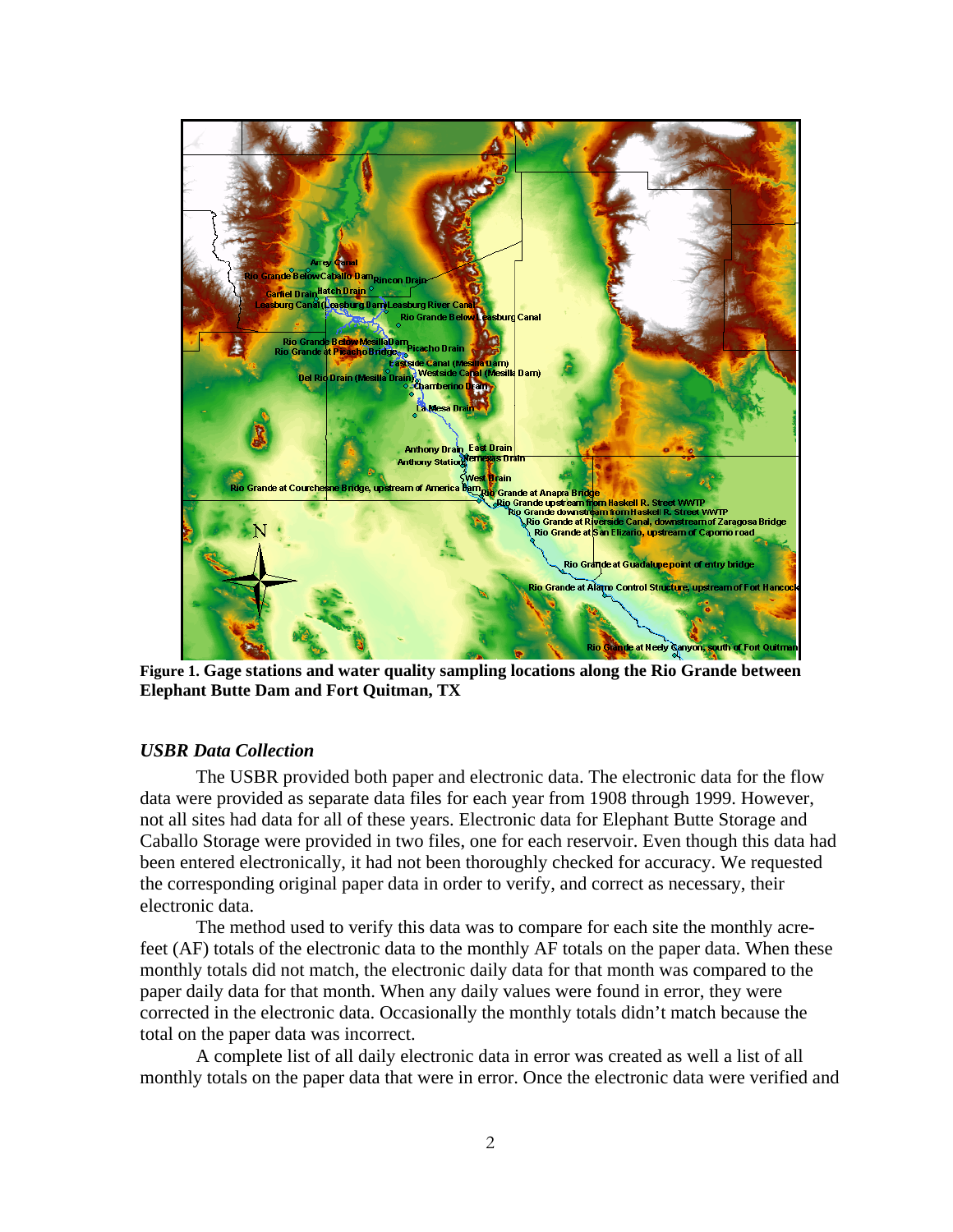**Figure 1. Gage stations and water quality sampling locations along the Rio Grande between Elephant Butte Dam and Fort Quitman, TX**

### *USBR Data Collection*

The USBR provided both paper and electronic data. The electronic data for the flow data were provided as separate data files for each year from 1908 through 1999. However, not all sites had data for all of these years. Electronic data for Elephant Butte Storage and Caballo Storage were provided in two files, one for each reservoir. Even though this data had been entered electronically, it had not been thoroughly checked for accuracy. We requested the corresponding original paper data in order to verify, and correct as necessary, their electronic data.

The method used to verify this data was to compare for each site the monthly acre-feet (AF) totals of the electronic data to the monthly AF totals on the paper data. When these monthly totals did not match, the electronic daily data for that month was compared to the paper daily data for that month. When any daily values were found in error, they were corrected in the electronic data. Occasionally the monthly totals didn't match because the total on the paper data was incorrect.

A complete list of all daily electronic data in error was created as well a list of all monthly totals on the paper data that were in error. Once the electronic data were verified and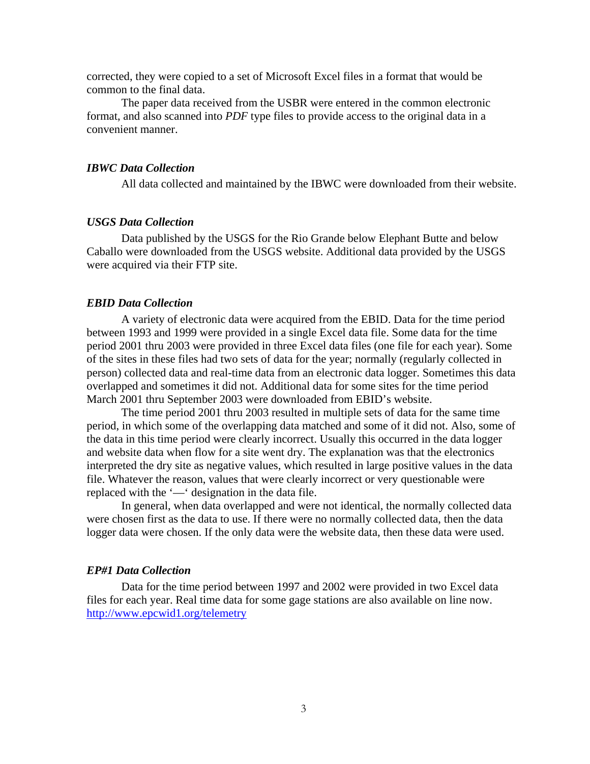corrected, they were copied to a set of Microsoft Excel files in a format that would be common to the final data.

The paper data received from the USBR were entered in the common electronic format, and also scanned into *PDF* type files to provide access to the original data in a convenient manner.

### *IBWC Data Collection*

All data collected and maintained by the IBWC were downloaded from their website.

### *USGS Data Collection*

Data published by the USGS for the Rio Grande below Elephant Butte and below Caballo were downloaded from the USGS website. Additional data provided by the USGS were acquired via their FTP site.

### *EBID Data Collection*

A variety of electronic data were acquired from the EBID. Data for the time period between 1993 and 1999 were provided in a single Excel data file. Some data for the time period 2001 thru 2003 were provided in three Excel data files (one file for each year). Some of the sites in these files had two sets of data for the year; normally (regularly collected in person) collected data and real-time data from an electronic data logger. Sometimes this data overlapped and sometimes it did not. Additional data for some sites for the time period March 2001 thru September 2003 were downloaded from EBID's website.

The time period 2001 thru 2003 resulted in multiple sets of data for the same time period, in which some of the overlapping data matched and some of it did not. Also, some of the data in this time period were clearly incorrect. Usually this occurred in the data logger and website data when flow for a site went dry. The explanation was that the electronics interpreted the dry site as negative values, which resulted in large positive values in the data file. Whatever the reason, values that were clearly incorrect or very questionable were replaced with the '—' designation in the data file.

In general, when data overlapped and were not identical, the normally collected data were chosen first as the data to use. If there were no normally collected data, then the data logger data were chosen. If the only data were the website data, then these data were used.

### *EP#1 Data Collection*

Data for the time period between 1997 and 2002 were provided in two Excel data files for each year. Real time data for some gage stations are also available on line now. http://www.epcwid1.org/telemetry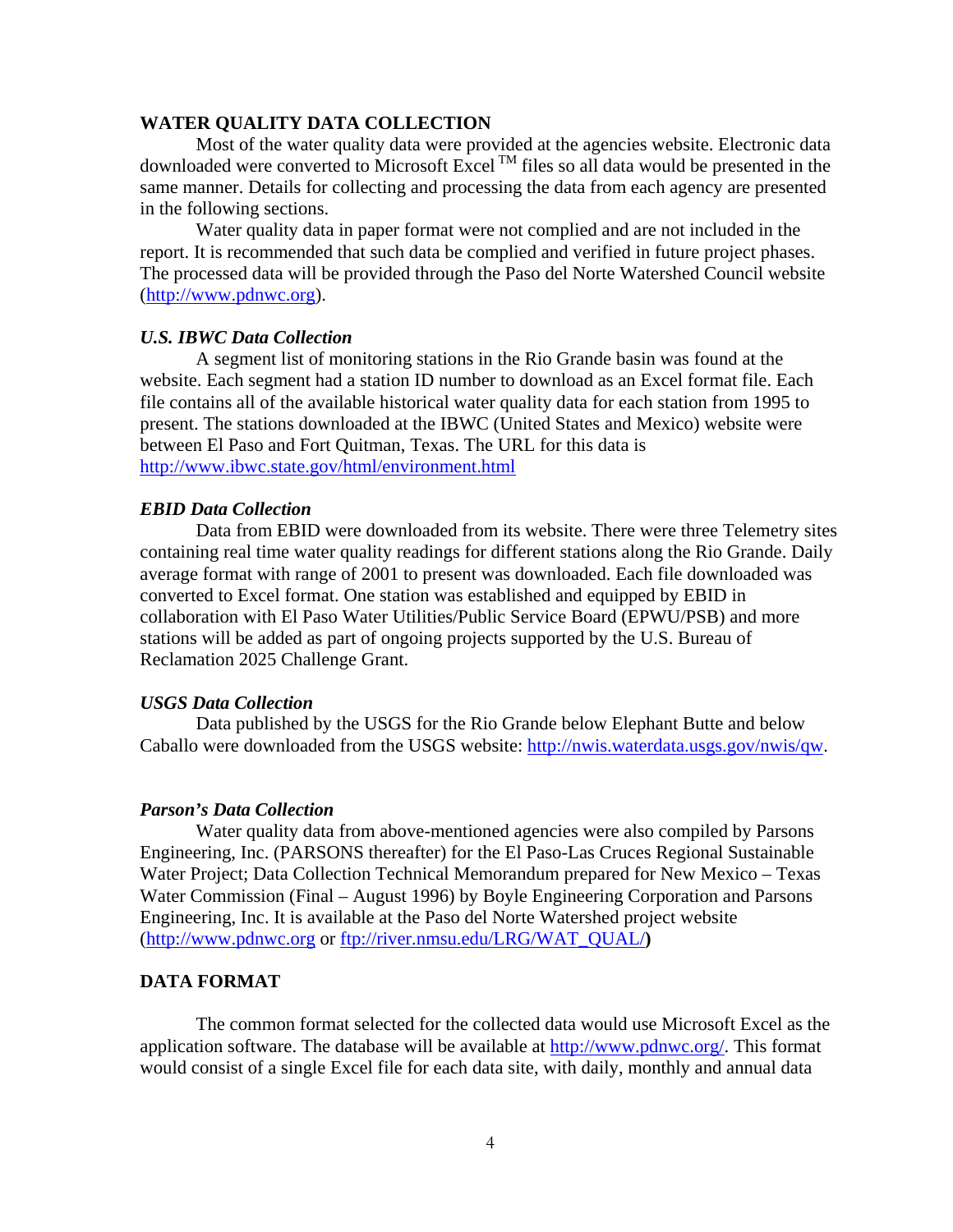## WATER QUALITY DATA COLLECTION

Most of the water quality data were provided at the agencies website. Electronic data downloaded were converted to Microsoft Excel ™ files so all data would be presented in the same manner. Details for collecting and processing the data from each agency are presented in the following sections.

Water quality data in paper format were not complied and are not included in the report. It is recommended that such data be complied and verified in future project phases. The processed data will be provided through the Paso del Norte Watershed Council website (http://www.pdnwc.org).

### *U.S. IBWC Data Collection*

A segment list of monitoring stations in the Rio Grande basin was found at the website. Each segment had a station ID number to download as an Excel format file. Each file contains all of the available historical water quality data for each station from 1995 to present. The stations downloaded at the IBWC (United States and Mexico) website were between El Paso and Fort Quitman, Texas. The URL for this data is http://www.ibwc.state.gov/html/environment.html

### *EBID Data Collection*

Data from EBID were downloaded from its website. There were three Telemetry sites containing real time water quality readings for different stations along the Rio Grande. Daily average format with range of 2001 to present was downloaded. Each file downloaded was converted to Excel format. One station was established and equipped by EBID in collaboration with El Paso Water Utilities/Public Service Board (EPWU/PSB) and more stations will be added as part of ongoing projects supported by the U.S. Bureau of Reclamation 2025 Challenge Grant.

### *USGS Data Collection*

Data published by the USGS for the Rio Grande below Elephant Butte and below Caballo were downloaded from the USGS website: http://nwis.waterdata.usgs.gov/nwis/qw.

### *Parson's Data Collection*

Water quality data from above-mentioned agencies were also compiled by Parsons Engineering, Inc. (PARSONS thereafter) for the El Paso-Las Cruces Regional Sustainable Water Project; Data Collection Technical Memorandum prepared for New Mexico – Texas Water Commission (Final – August 1996) by Boyle Engineering Corporation and Parsons Engineering, Inc. It is available at the Paso del Norte Watershed project website (http://www.pdnwc.org or ftp://river.nmsu.edu/LRG/WAT_QUAL/)

## DATA FORMAT

The common format selected for the collected data would use Microsoft Excel as the application software. The database will be available at http://www.pdnwc.org/. This format would consist of a single Excel file for each data site, with daily, monthly and annual data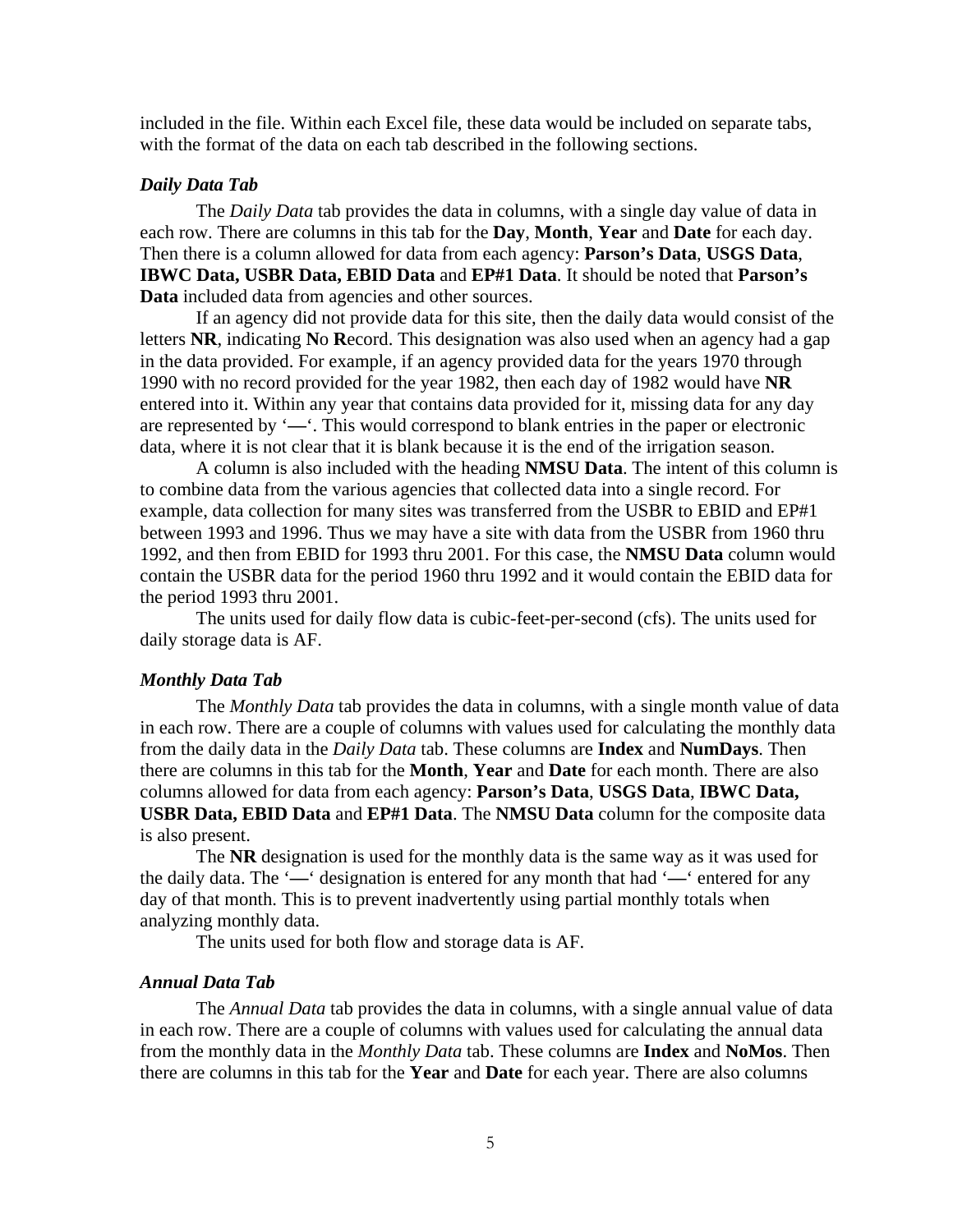included in the file. Within each Excel file, these data would be included on separate tabs, with the format of the data on each tab described in the following sections.

### *Daily Data Tab*

The *Daily Data* tab provides the data in columns, with a single day value of data in each row. There are columns in this tab for the **Day**, **Month**, **Year** and **Date** for each day. Then there is a column allowed for data from each agency: **Parson's Data**, **USGS Data**, **IBWC Data, USBR Data, EBID Data** and **EP#1 Data**. It should be noted that **Parson's Data** included data from agencies and other sources.

If an agency did not provide data for this site, then the daily data would consist of the letters **NR**, indicating **N**o **R**ecord. This designation was also used when an agency had a gap in the data provided. For example, if an agency provided data for the years 1970 through 1990 with no record provided for the year 1982, then each day of 1982 would have **NR** entered into it. Within any year that contains data provided for it, missing data for any day are represented by '**—**'. This would correspond to blank entries in the paper or electronic data, where it is not clear that it is blank because it is the end of the irrigation season.

A column is also included with the heading **NMSU Data**. The intent of this column is to combine data from the various agencies that collected data into a single record. For example, data collection for many sites was transferred from the USBR to EBID and EP#1 between 1993 and 1996. Thus we may have a site with data from the USBR from 1960 thru 1992, and then from EBID for 1993 thru 2001. For this case, the **NMSU Data** column would contain the USBR data for the period 1960 thru 1992 and it would contain the EBID data for the period 1993 thru 2001.

The units used for daily flow data is cubic-feet-per-second (cfs). The units used for daily storage data is AF.

### *Monthly Data Tab*

The *Monthly Data* tab provides the data in columns, with a single month value of data in each row. There are a couple of columns with values used for calculating the monthly data from the daily data in the *Daily Data* tab. These columns are **Index** and **NumDays**. Then there are columns in this tab for the **Month**, **Year** and **Date** for each month. There are also columns allowed for data from each agency: **Parson's Data**, **USGS Data**, **IBWC Data, USBR Data, EBID Data** and **EP#1 Data**. The **NMSU Data** column for the composite data is also present.

The **NR** designation is used for the monthly data is the same way as it was used for the daily data. The '**—**' designation is entered for any month that had '**—**' entered for any day of that month. This is to prevent inadvertently using partial monthly totals when analyzing monthly data.

The units used for both flow and storage data is AF.

### *Annual Data Tab*

The *Annual Data* tab provides the data in columns, with a single annual value of data in each row. There are a couple of columns with values used for calculating the annual data from the monthly data in the *Monthly Data* tab. These columns are **Index** and **NoMos**. Then there are columns in this tab for the **Year** and **Date** for each year. There are also columns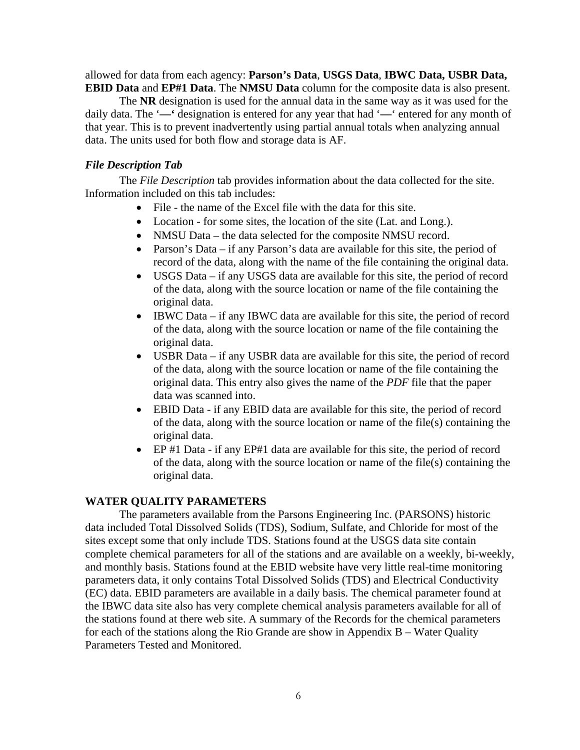allowed for data from each agency: **Parson's Data**, **USGS Data**, **IBWC Data, USBR Data, EBID Data** and **EP#1 Data**. The **NMSU Data** column for the composite data is also present.

The **NR** designation is used for the annual data in the same way as it was used for the daily data. The '**—**' designation is entered for any year that had '**—**' entered for any month of that year. This is to prevent inadvertently using partial annual totals when analyzing annual data. The units used for both flow and storage data is AF.

### *File Description Tab*

The *File Description* tab provides information about the data collected for the site. Information included on this tab includes:

- File - the name of the Excel file with the data for this site.
- Location - for some sites, the location of the site (Lat. and Long.).
- NMSU Data – the data selected for the composite NMSU record.
- Parson's Data – if any Parson's data are available for this site, the period of record of the data, along with the name of the file containing the original data.
- USGS Data – if any USGS data are available for this site, the period of record of the data, along with the source location or name of the file containing the original data.
- IBWC Data – if any IBWC data are available for this site, the period of record of the data, along with the source location or name of the file containing the original data.
- USBR Data – if any USBR data are available for this site, the period of record of the data, along with the source location or name of the file containing the original data. This entry also gives the name of the *PDF* file that the paper data was scanned into.
- EBID Data - if any EBID data are available for this site, the period of record of the data, along with the source location or name of the file(s) containing the original data.
- EP #1 Data - if any EP#1 data are available for this site, the period of record of the data, along with the source location or name of the file(s) containing the original data.

## WATER QUALITY PARAMETERS

The parameters available from the Parsons Engineering Inc. (PARSONS) historic data included Total Dissolved Solids (TDS), Sodium, Sulfate, and Chloride for most of the sites except some that only include TDS. Stations found at the USGS data site contain complete chemical parameters for all of the stations and are available on a weekly, bi-weekly, and monthly basis. Stations found at the EBID website have very little real-time monitoring parameters data, it only contains Total Dissolved Solids (TDS) and Electrical Conductivity (EC) data. EBID parameters are available in a daily basis. The chemical parameter found at the IBWC data site also has very complete chemical analysis parameters available for all of the stations found at there web site. A summary of the Records for the chemical parameters for each of the stations along the Rio Grande are show in Appendix B – Water Quality Parameters Tested and Monitored.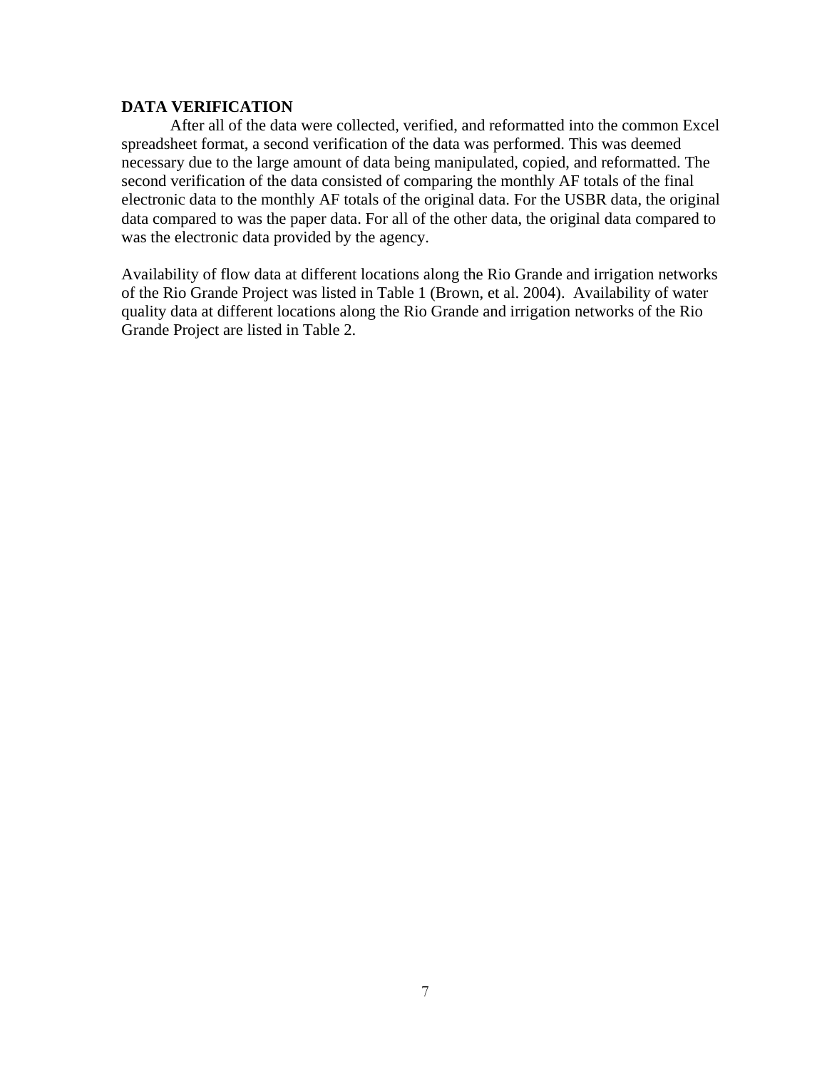**DATA VERIFICATION**

After all of the data were collected, verified, and reformatted into the common Excel spreadsheet format, a second verification of the data was performed. This was deemed necessary due to the large amount of data being manipulated, copied, and reformatted. The second verification of the data consisted of comparing the monthly AF totals of the final electronic data to the monthly AF totals of the original data. For the USBR data, the original data compared to was the paper data. For all of the other data, the original data compared to was the electronic data provided by the agency.

Availability of flow data at different locations along the Rio Grande and irrigation networks of the Rio Grande Project was listed in Table 1 (Brown, et al. 2004). Availability of water quality data at different locations along the Rio Grande and irrigation networks of the Rio Grande Project are listed in Table 2.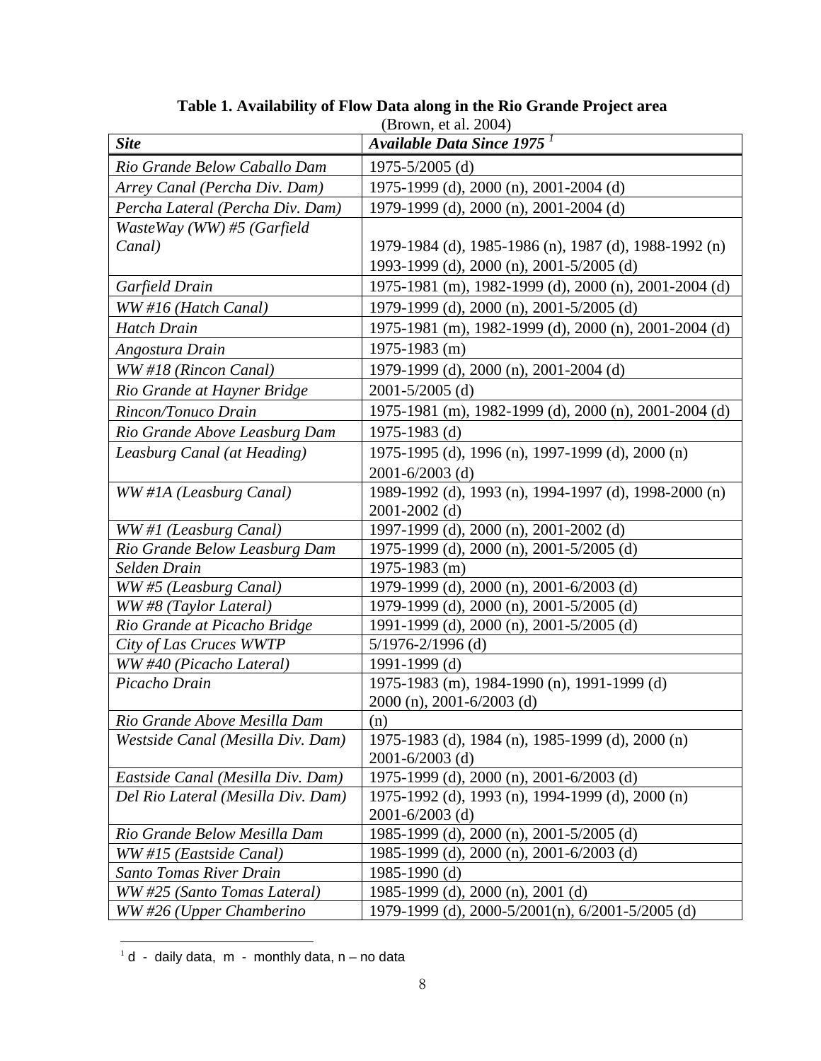**Table 1. Availability of Flow Data along in the Rio Grande Project area**
(Brown, et al. 2004)

| *Site* | *Available Data Since 1975* [1] |
|---|---|
| *Rio Grande Below Caballo Dam* | 1975-5/2005 (d) |
| *Arrey Canal (Percha Div. Dam)* | 1975-1999 (d), 2000 (n), 2001-2004 (d) |
| *Percha Lateral (Percha Div. Dam)* | 1979-1999 (d), 2000 (n), 2001-2004 (d) |
| *WasteWay (WW) #5 (Garfield Canal)* | 1979-1984 (d), 1985-1986 (n), 1987 (d), 1988-1992 (n) 1993-1999 (d), 2000 (n), 2001-5/2005 (d) |
| *Garfield Drain* | 1975-1981 (m), 1982-1999 (d), 2000 (n), 2001-2004 (d) |
| *WW #16 (Hatch Canal)* | 1979-1999 (d), 2000 (n), 2001-5/2005 (d) |
| *Hatch Drain* | 1975-1981 (m), 1982-1999 (d), 2000 (n), 2001-2004 (d) |
| *Angostura Drain* | 1975-1983 (m) |
| *WW #18 (Rincon Canal)* | 1979-1999 (d), 2000 (n), 2001-2004 (d) |
| *Rio Grande at Hayner Bridge* | 2001-5/2005 (d) |
| *Rincon/Tonuco Drain* | 1975-1981 (m), 1982-1999 (d), 2000 (n), 2001-2004 (d) |
| *Rio Grande Above Leasburg Dam* | 1975-1983 (d) |
| *Leasburg Canal (at Heading)* | 1975-1995 (d), 1996 (n), 1997-1999 (d), 2000 (n) 2001-6/2003 (d) |
| *WW #1A (Leasburg Canal)* | 1989-1992 (d), 1993 (n), 1994-1997 (d), 1998-2000 (n) 2001-2002 (d) |
| *WW #1 (Leasburg Canal)* | 1997-1999 (d), 2000 (n), 2001-2002 (d) |
| *Rio Grande Below Leasburg Dam* | 1975-1999 (d), 2000 (n), 2001-5/2005 (d) |
| *Selden Drain* | 1975-1983 (m) |
| *WW #5 (Leasburg Canal)* | 1979-1999 (d), 2000 (n), 2001-6/2003 (d) |
| *WW #8 (Taylor Lateral)* | 1979-1999 (d), 2000 (n), 2001-5/2005 (d) |
| *Rio Grande at Picacho Bridge* | 1991-1999 (d), 2000 (n), 2001-5/2005 (d) |
| *City of Las Cruces WWTP* | 5/1976-2/1996 (d) |
| *WW #40 (Picacho Lateral)* | 1991-1999 (d) |
| *Picacho Drain* | 1975-1983 (m), 1984-1990 (n), 1991-1999 (d) 2000 (n), 2001-6/2003 (d) |
| *Rio Grande Above Mesilla Dam* | (n) |
| *Westside Canal (Mesilla Div. Dam)* | 1975-1983 (d), 1984 (n), 1985-1999 (d), 2000 (n) 2001-6/2003 (d) |
| *Eastside Canal (Mesilla Div. Dam)* | 1975-1999 (d), 2000 (n), 2001-6/2003 (d) |
| *Del Rio Lateral (Mesilla Div. Dam)* | 1975-1992 (d), 1993 (n), 1994-1999 (d), 2000 (n) 2001-6/2003 (d) |
| *Rio Grande Below Mesilla Dam* | 1985-1999 (d), 2000 (n), 2001-5/2005 (d) |
| *WW #15 (Eastside Canal)* | 1985-1999 (d), 2000 (n), 2001-6/2003 (d) |
| *Santo Tomas River Drain* | 1985-1990 (d) |
| *WW #25 (Santo Tomas Lateral)* | 1985-1999 (d), 2000 (n), 2001 (d) |
| *WW #26 (Upper Chamberino* | 1979-1999 (d), 2000-5/2001(n), 6/2001-5/2005 (d) |

[1] d - daily data, m - monthly data, n – no data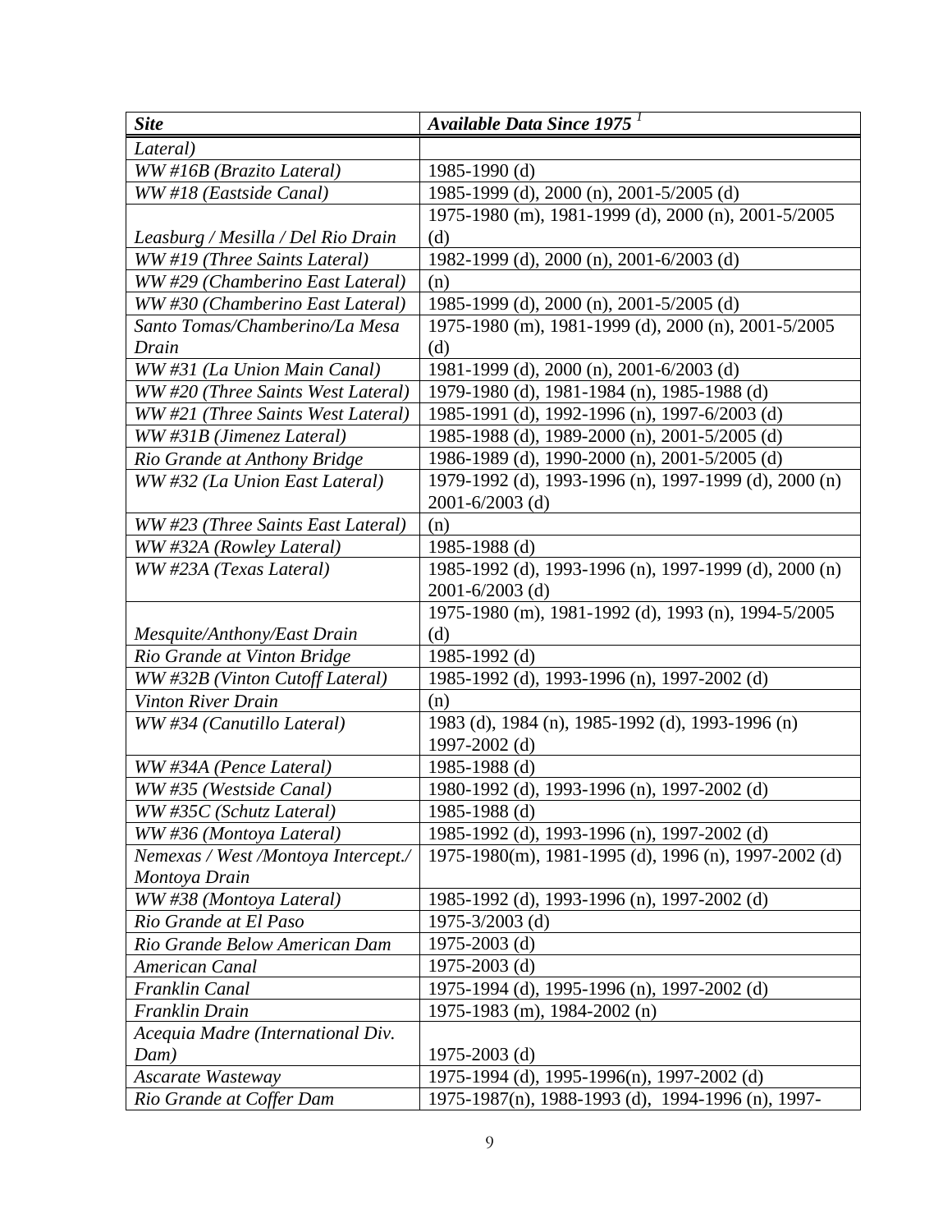| *Site* | *Available Data Since 1975* [1] |
| --- | --- |
| *Lateral)* | |
| *WW #16B (Brazito Lateral)* | 1985-1990 (d) |
| *WW #18 (Eastside Canal)* | 1985-1999 (d), 2000 (n), 2001-5/2005 (d) |
| *Leasburg / Mesilla / Del Rio Drain* | 1975-1980 (m), 1981-1999 (d), 2000 (n), 2001-5/2005 (d) |
| *WW #19 (Three Saints Lateral)* | 1982-1999 (d), 2000 (n), 2001-6/2003 (d) |
| *WW #29 (Chamberino East Lateral)* | (n) |
| *WW #30 (Chamberino East Lateral)* | 1985-1999 (d), 2000 (n), 2001-5/2005 (d) |
| *Santo Tomas/Chamberino/La Mesa Drain* | 1975-1980 (m), 1981-1999 (d), 2000 (n), 2001-5/2005 (d) |
| *WW #31 (La Union Main Canal)* | 1981-1999 (d), 2000 (n), 2001-6/2003 (d) |
| *WW #20 (Three Saints West Lateral)* | 1979-1980 (d), 1981-1984 (n), 1985-1988 (d) |
| *WW #21 (Three Saints West Lateral)* | 1985-1991 (d), 1992-1996 (n), 1997-6/2003 (d) |
| *WW #31B (Jimenez Lateral)* | 1985-1988 (d), 1989-2000 (n), 2001-5/2005 (d) |
| *Rio Grande at Anthony Bridge* | 1986-1989 (d), 1990-2000 (n), 2001-5/2005 (d) |
| *WW #32 (La Union East Lateral)* | 1979-1992 (d), 1993-1996 (n), 1997-1999 (d), 2000 (n) 2001-6/2003 (d) |
| *WW #23 (Three Saints East Lateral)* | (n) |
| *WW #32A (Rowley Lateral)* | 1985-1988 (d) |
| *WW #23A (Texas Lateral)* | 1985-1992 (d), 1993-1996 (n), 1997-1999 (d), 2000 (n) 2001-6/2003 (d) |
| *Mesquite/Anthony/East Drain* | 1975-1980 (m), 1981-1992 (d), 1993 (n), 1994-5/2005 (d) |
| *Rio Grande at Vinton Bridge* | 1985-1992 (d) |
| *WW #32B (Vinton Cutoff Lateral)* | 1985-1992 (d), 1993-1996 (n), 1997-2002 (d) |
| *Vinton River Drain* | (n) |
| *WW #34 (Canutillo Lateral)* | 1983 (d), 1984 (n), 1985-1992 (d), 1993-1996 (n) 1997-2002 (d) |
| *WW #34A (Pence Lateral)* | 1985-1988 (d) |
| *WW #35 (Westside Canal)* | 1980-1992 (d), 1993-1996 (n), 1997-2002 (d) |
| *WW #35C (Schutz Lateral)* | 1985-1988 (d) |
| *WW #36 (Montoya Lateral)* | 1985-1992 (d), 1993-1996 (n), 1997-2002 (d) |
| *Nemexas / West /Montoya Intercept./ Montoya Drain* | 1975-1980(m), 1981-1995 (d), 1996 (n), 1997-2002 (d) |
| *WW #38 (Montoya Lateral)* | 1985-1992 (d), 1993-1996 (n), 1997-2002 (d) |
| *Rio Grande at El Paso* | 1975-3/2003 (d) |
| *Rio Grande Below American Dam* | 1975-2003 (d) |
| *American Canal* | 1975-2003 (d) |
| *Franklin Canal* | 1975-1994 (d), 1995-1996 (n), 1997-2002 (d) |
| *Franklin Drain* | 1975-1983 (m), 1984-2002 (n) |
| *Acequia Madre (International Div. Dam)* | 1975-2003 (d) |
| *Ascarate Wasteway* | 1975-1994 (d), 1995-1996(n), 1997-2002 (d) |
| *Rio Grande at Coffer Dam* | 1975-1987(n), 1988-1993 (d), 1994-1996 (n), 1997- |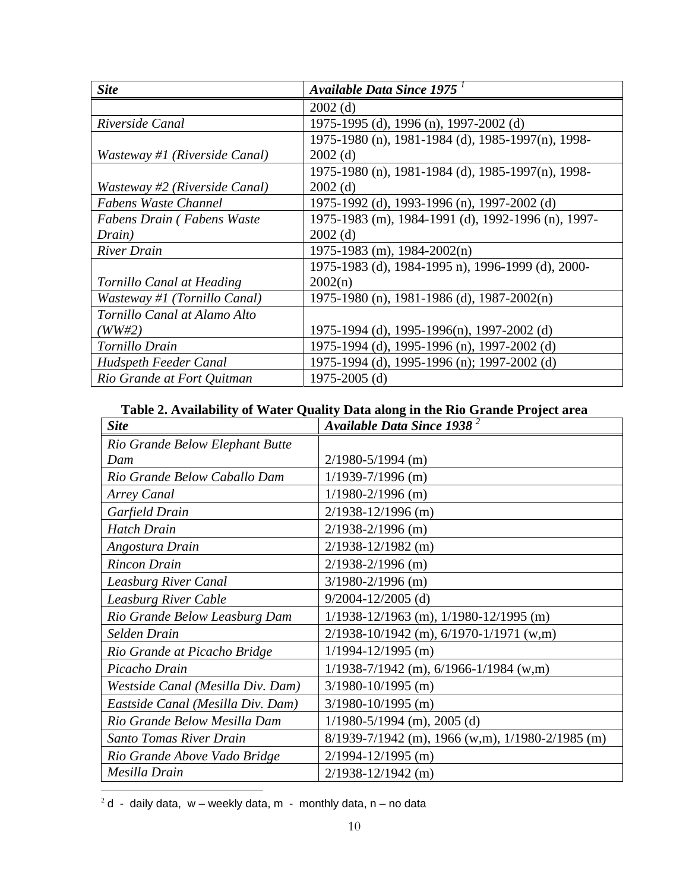| *Site* | *Available Data Since 1975* [1] |
|---|---|
| | 2002 (d) |
| *Riverside Canal* | 1975-1995 (d), 1996 (n), 1997-2002 (d) |
| *Wasteway #1 (Riverside Canal)* | 1975-1980 (n), 1981-1984 (d), 1985-1997(n), 1998-2002 (d) |
| *Wasteway #2 (Riverside Canal)* | 1975-1980 (n), 1981-1984 (d), 1985-1997(n), 1998-2002 (d) |
| *Fabens Waste Channel* | 1975-1992 (d), 1993-1996 (n), 1997-2002 (d) |
| *Fabens Drain ( Fabens Waste Drain)* | 1975-1983 (m), 1984-1991 (d), 1992-1996 (n), 1997-2002 (d) |
| *River Drain* | 1975-1983 (m), 1984-2002(n) |
| *Tornillo Canal at Heading* | 1975-1983 (d), 1984-1995 n), 1996-1999 (d), 2000-2002(n) |
| *Wasteway #1 (Tornillo Canal)* | 1975-1980 (n), 1981-1986 (d), 1987-2002(n) |
| *Tornillo Canal at Alamo Alto (WW#2)* | 1975-1994 (d), 1995-1996(n), 1997-2002 (d) |
| *Tornillo Drain* | 1975-1994 (d), 1995-1996 (n), 1997-2002 (d) |
| *Hudspeth Feeder Canal* | 1975-1994 (d), 1995-1996 (n); 1997-2002 (d) |
| *Rio Grande at Fort Quitman* | 1975-2005 (d) |

**Table 2. Availability of Water Quality Data along in the Rio Grande Project area**

| *Site* | *Available Data Since 1938* [2] |
|---|---|
| *Rio Grande Below Elephant Butte Dam* | 2/1980-5/1994 (m) |
| *Rio Grande Below Caballo Dam* | 1/1939-7/1996 (m) |
| *Arrey Canal* | 1/1980-2/1996 (m) |
| *Garfield Drain* | 2/1938-12/1996 (m) |
| *Hatch Drain* | 2/1938-2/1996 (m) |
| *Angostura Drain* | 2/1938-12/1982 (m) |
| *Rincon Drain* | 2/1938-2/1996 (m) |
| *Leasburg River Canal* | 3/1980-2/1996 (m) |
| *Leasburg River Cable* | 9/2004-12/2005 (d) |
| *Rio Grande Below Leasburg Dam* | 1/1938-12/1963 (m), 1/1980-12/1995 (m) |
| *Selden Drain* | 2/1938-10/1942 (m), 6/1970-1/1971 (w,m) |
| *Rio Grande at Picacho Bridge* | 1/1994-12/1995 (m) |
| *Picacho Drain* | 1/1938-7/1942 (m), 6/1966-1/1984 (w,m) |
| *Westside Canal (Mesilla Div. Dam)* | 3/1980-10/1995 (m) |
| *Eastside Canal (Mesilla Div. Dam)* | 3/1980-10/1995 (m) |
| *Rio Grande Below Mesilla Dam* | 1/1980-5/1994 (m), 2005 (d) |
| *Santo Tomas River Drain* | 8/1939-7/1942 (m), 1966 (w,m), 1/1980-2/1985 (m) |
| *Rio Grande Above Vado Bridge* | 2/1994-12/1995 (m) |
| *Mesilla Drain* | 2/1938-12/1942 (m) |

[2] d - daily data, w – weekly data, m - monthly data, n – no data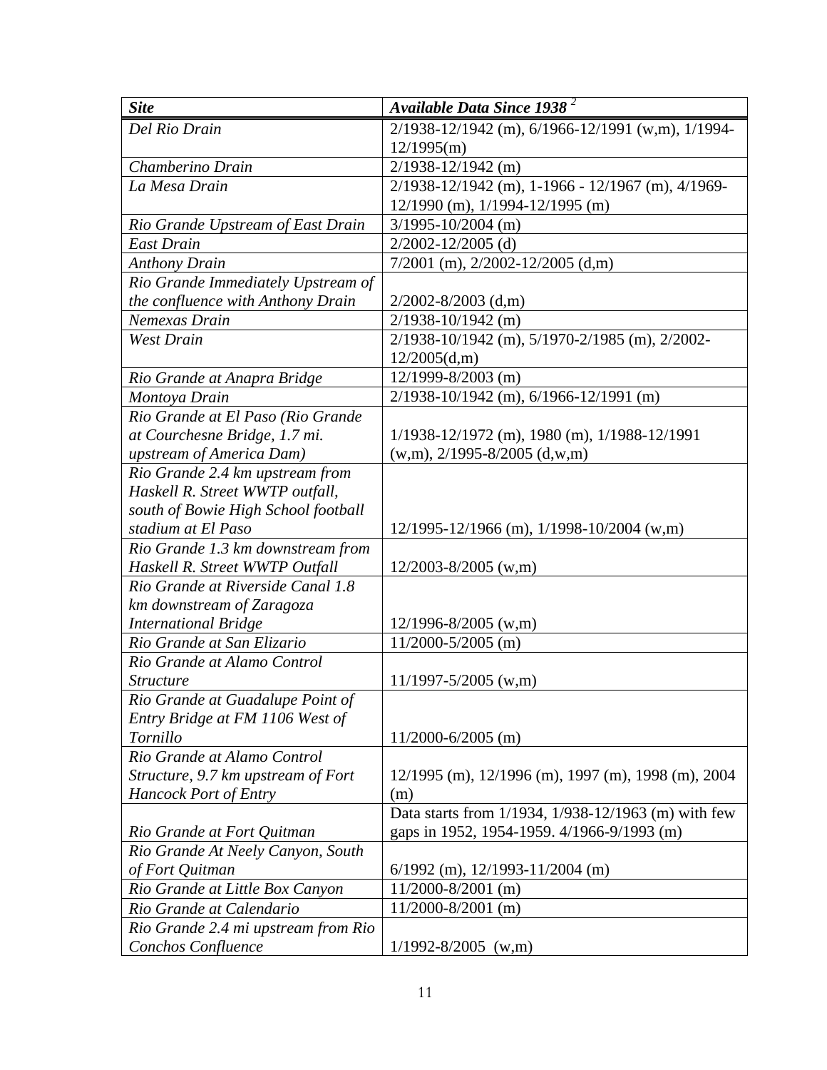| *Site* | *Available Data Since 1938* [2] |
|---|---|
| *Del Rio Drain* | 2/1938-12/1942 (m), 6/1966-12/1991 (w,m), 1/1994-12/1995(m) |
| *Chamberino Drain* | 2/1938-12/1942 (m) |
| *La Mesa Drain* | 2/1938-12/1942 (m), 1-1966 - 12/1967 (m), 4/1969-12/1990 (m), 1/1994-12/1995 (m) |
| *Rio Grande Upstream of East Drain* | 3/1995-10/2004 (m) |
| *East Drain* | 2/2002-12/2005 (d) |
| *Anthony Drain* | 7/2001 (m), 2/2002-12/2005 (d,m) |
| *Rio Grande Immediately Upstream of the confluence with Anthony Drain* | 2/2002-8/2003 (d,m) |
| *Nemexas Drain* | 2/1938-10/1942 (m) |
| *West Drain* | 2/1938-10/1942 (m), 5/1970-2/1985 (m), 2/2002-12/2005(d,m) |
| *Rio Grande at Anapra Bridge* | 12/1999-8/2003 (m) |
| *Montoya Drain* | 2/1938-10/1942 (m), 6/1966-12/1991 (m) |
| *Rio Grande at El Paso (Rio Grande at Courchesne Bridge, 1.7 mi. upstream of America Dam)* | 1/1938-12/1972 (m), 1980 (m), 1/1988-12/1991 (w,m), 2/1995-8/2005 (d,w,m) |
| *Rio Grande 2.4 km upstream from Haskell R. Street WWTP outfall, south of Bowie High School football stadium at El Paso* | 12/1995-12/1966 (m), 1/1998-10/2004 (w,m) |
| *Rio Grande 1.3 km downstream from Haskell R. Street WWTP Outfall* | 12/2003-8/2005 (w,m) |
| *Rio Grande at Riverside Canal 1.8 km downstream of Zaragoza International Bridge* | 12/1996-8/2005 (w,m) |
| *Rio Grande at San Elizario* | 11/2000-5/2005 (m) |
| *Rio Grande at Alamo Control Structure* | 11/1997-5/2005 (w,m) |
| *Rio Grande at Guadalupe Point of Entry Bridge at FM 1106 West of Tornillo* | 11/2000-6/2005 (m) |
| *Rio Grande at Alamo Control Structure, 9.7 km upstream of Fort Hancock Port of Entry* | 12/1995 (m), 12/1996 (m), 1997 (m), 1998 (m), 2004 (m) |
| *Rio Grande at Fort Quitman* | Data starts from 1/1934, 1/938-12/1963 (m) with few gaps in 1952, 1954-1959. 4/1966-9/1993 (m) |
| *Rio Grande At Neely Canyon, South of Fort Quitman* | 6/1992 (m), 12/1993-11/2004 (m) |
| *Rio Grande at Little Box Canyon* | 11/2000-8/2001 (m) |
| *Rio Grande at Calendario* | 11/2000-8/2001 (m) |
| *Rio Grande 2.4 mi upstream from Rio Conchos Confluence* | 1/1992-8/2005 (w,m) |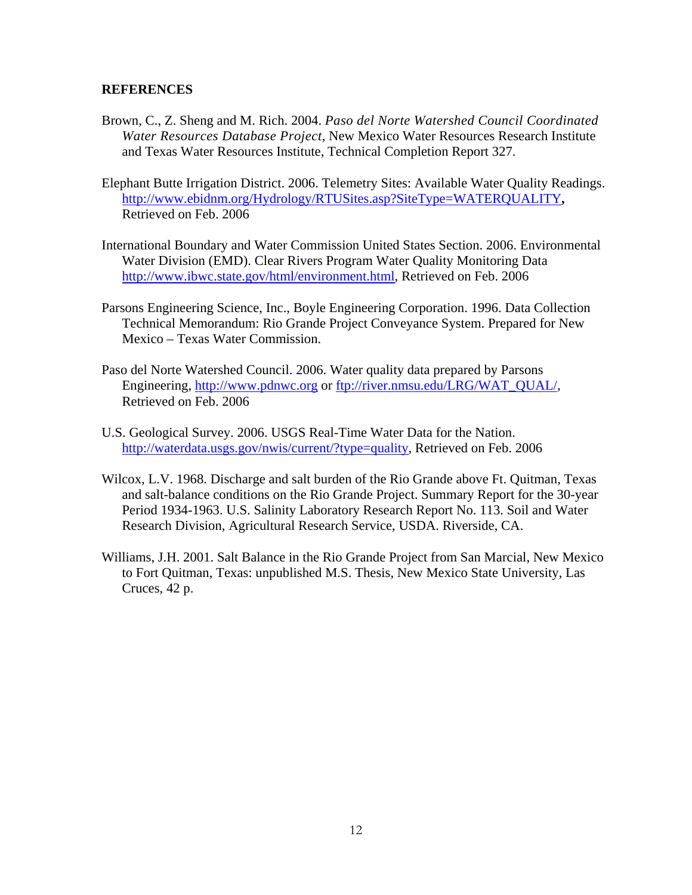**REFERENCES**

Brown, C., Z. Sheng and M. Rich. 2004. *Paso del Norte Watershed Council Coordinated Water Resources Database Project*, New Mexico Water Resources Research Institute and Texas Water Resources Institute, Technical Completion Report 327.

Elephant Butte Irrigation District. 2006. Telemetry Sites: Available Water Quality Readings. http://www.ebidnm.org/Hydrology/RTUSites.asp?SiteType=WATERQUALITY, Retrieved on Feb. 2006

International Boundary and Water Commission United States Section. 2006. Environmental Water Division (EMD). Clear Rivers Program Water Quality Monitoring Data http://www.ibwc.state.gov/html/environment.html, Retrieved on Feb. 2006

Parsons Engineering Science, Inc., Boyle Engineering Corporation. 1996. Data Collection Technical Memorandum: Rio Grande Project Conveyance System. Prepared for New Mexico – Texas Water Commission.

Paso del Norte Watershed Council. 2006. Water quality data prepared by Parsons Engineering, http://www.pdnwc.org or ftp://river.nmsu.edu/LRG/WAT_QUAL/, Retrieved on Feb. 2006

U.S. Geological Survey. 2006. USGS Real-Time Water Data for the Nation. http://waterdata.usgs.gov/nwis/current/?type=quality, Retrieved on Feb. 2006

Wilcox, L.V. 1968. Discharge and salt burden of the Rio Grande above Ft. Quitman, Texas and salt-balance conditions on the Rio Grande Project. Summary Report for the 30-year Period 1934-1963. U.S. Salinity Laboratory Research Report No. 113. Soil and Water Research Division, Agricultural Research Service, USDA. Riverside, CA.

Williams, J.H. 2001. Salt Balance in the Rio Grande Project from San Marcial, New Mexico to Fort Quitman, Texas: unpublished M.S. Thesis, New Mexico State University, Las Cruces, 42 p.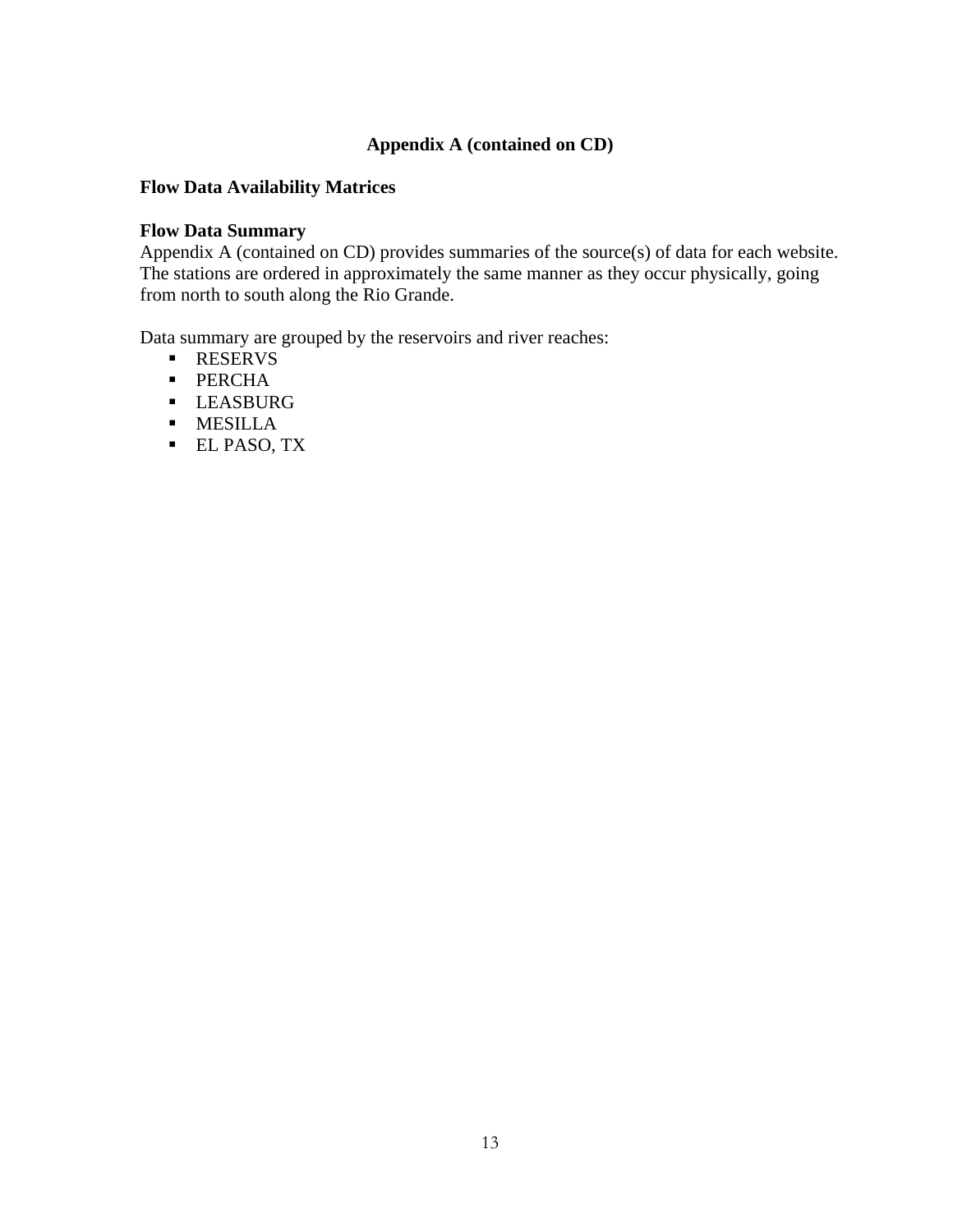# Appendix A (contained on CD)

**Flow Data Availability Matrices**

**Flow Data Summary**
Appendix A (contained on CD) provides summaries of the source(s) of data for each website. The stations are ordered in approximately the same manner as they occur physically, going from north to south along the Rio Grande.

Data summary are grouped by the reservoirs and river reaches:

- RESERVS
- PERCHA
- LEASBURG
- MESILLA
- EL PASO, TX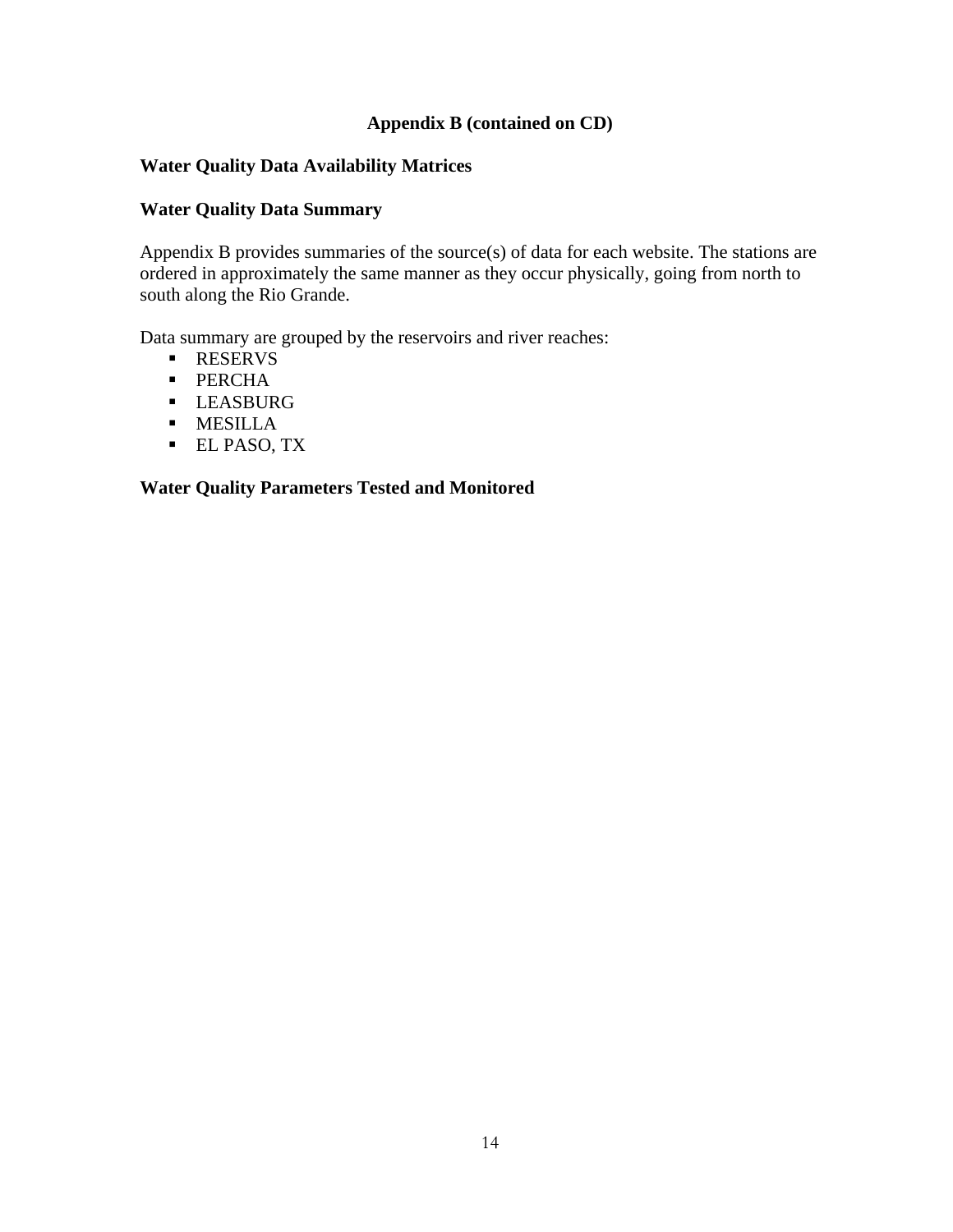# Appendix B (contained on CD)

**Water Quality Data Availability Matrices**

**Water Quality Data Summary**

Appendix B provides summaries of the source(s) of data for each website. The stations are ordered in approximately the same manner as they occur physically, going from north to south along the Rio Grande.

Data summary are grouped by the reservoirs and river reaches:

- RESERVS
- PERCHA
- LEASBURG
- MESILLA
- EL PASO, TX

**Water Quality Parameters Tested and Monitored**